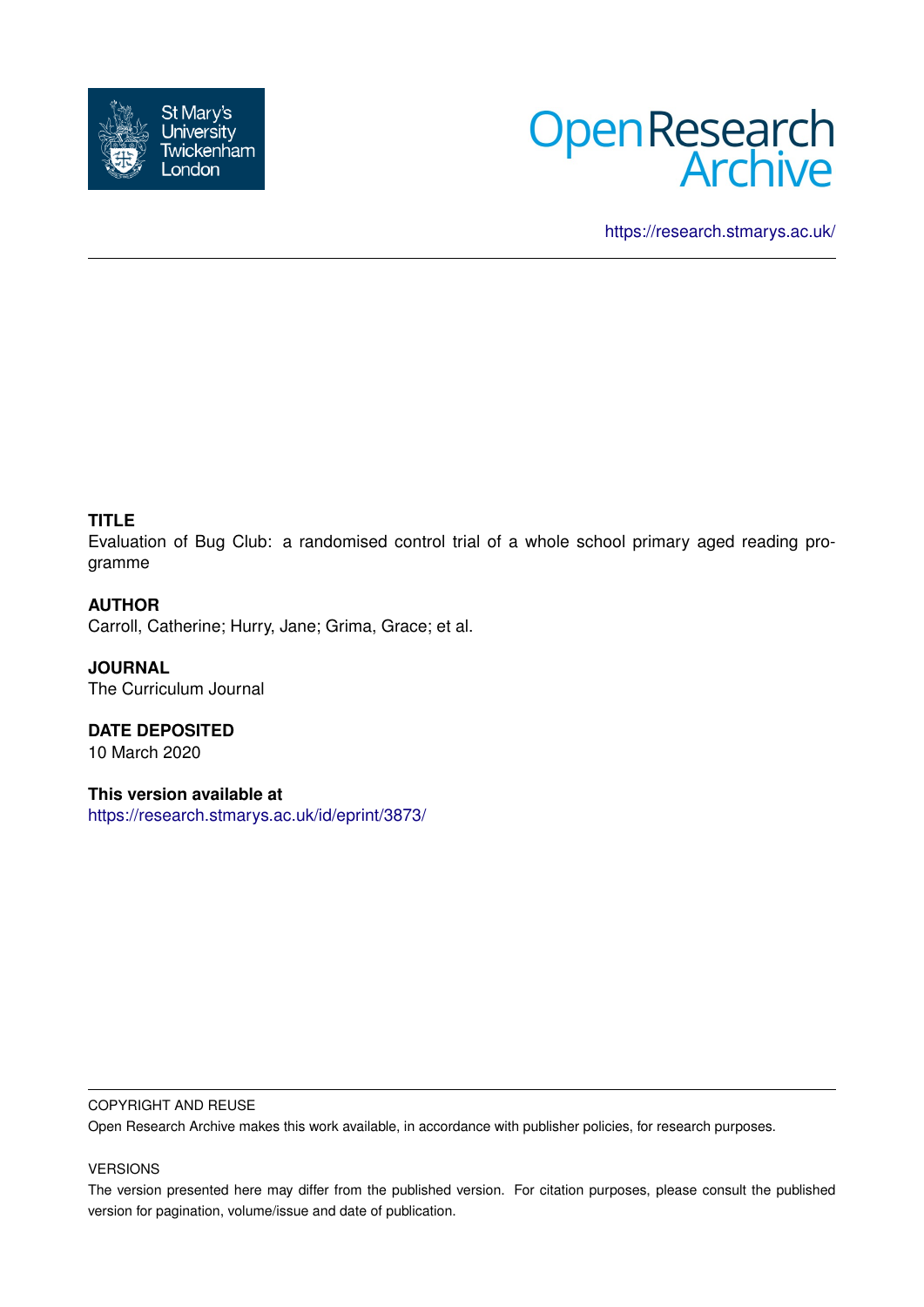St Mary's University Twickenham London

Open Research Archive

https://research.stmarys.ac.uk/

**TITLE**

Evaluation of Bug Club: a randomised control trial of a whole school primary aged reading programme

**AUTHOR**

Carroll, Catherine; Hurry, Jane; Grima, Grace; et al.

**JOURNAL**

The Curriculum Journal

**DATE DEPOSITED**

10 March 2020

**This version available at**

https://research.stmarys.ac.uk/id/eprint/3873/

COPYRIGHT AND REUSE

Open Research Archive makes this work available, in accordance with publisher policies, for research purposes.

VERSIONS

The version presented here may differ from the published version. For citation purposes, please consult the published version for pagination, volume/issue and date of publication.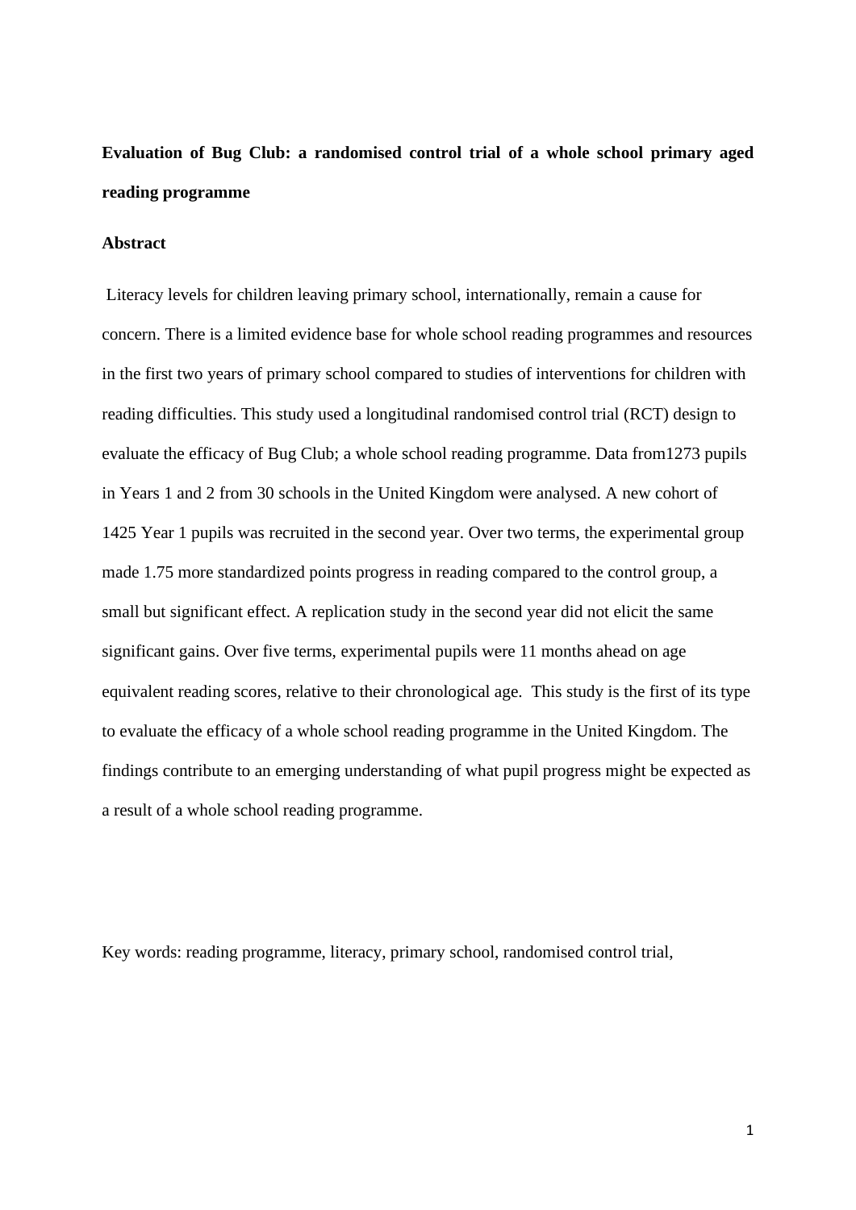**Evaluation of Bug Club: a randomised control trial of a whole school primary aged reading programme**

**Abstract**

Literacy levels for children leaving primary school, internationally, remain a cause for concern. There is a limited evidence base for whole school reading programmes and resources in the first two years of primary school compared to studies of interventions for children with reading difficulties. This study used a longitudinal randomised control trial (RCT) design to evaluate the efficacy of Bug Club; a whole school reading programme. Data from1273 pupils in Years 1 and 2 from 30 schools in the United Kingdom were analysed. A new cohort of 1425 Year 1 pupils was recruited in the second year. Over two terms, the experimental group made 1.75 more standardized points progress in reading compared to the control group, a small but significant effect. A replication study in the second year did not elicit the same significant gains. Over five terms, experimental pupils were 11 months ahead on age equivalent reading scores, relative to their chronological age. This study is the first of its type to evaluate the efficacy of a whole school reading programme in the United Kingdom. The findings contribute to an emerging understanding of what pupil progress might be expected as a result of a whole school reading programme.

Key words: reading programme, literacy, primary school, randomised control trial,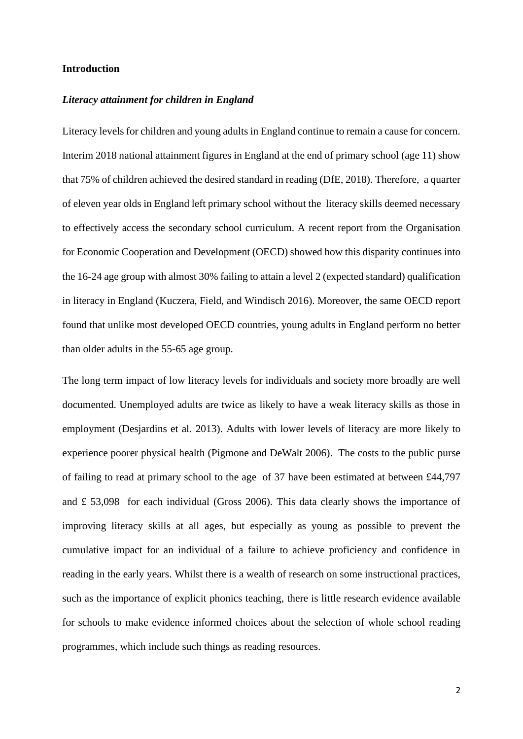**Introduction**

***Literacy attainment for children in England***

Literacy levels for children and young adults in England continue to remain a cause for concern. Interim 2018 national attainment figures in England at the end of primary school (age 11) show that 75% of children achieved the desired standard in reading (DfE, 2018). Therefore, a quarter of eleven year olds in England left primary school without the literacy skills deemed necessary to effectively access the secondary school curriculum. A recent report from the Organisation for Economic Cooperation and Development (OECD) showed how this disparity continues into the 16-24 age group with almost 30% failing to attain a level 2 (expected standard) qualification in literacy in England (Kuczera, Field, and Windisch 2016). Moreover, the same OECD report found that unlike most developed OECD countries, young adults in England perform no better than older adults in the 55-65 age group.

The long term impact of low literacy levels for individuals and society more broadly are well documented. Unemployed adults are twice as likely to have a weak literacy skills as those in employment (Desjardins et al. 2013). Adults with lower levels of literacy are more likely to experience poorer physical health (Pigmone and DeWalt 2006). The costs to the public purse of failing to read at primary school to the age of 37 have been estimated at between £44,797 and £ 53,098 for each individual (Gross 2006). This data clearly shows the importance of improving literacy skills at all ages, but especially as young as possible to prevent the cumulative impact for an individual of a failure to achieve proficiency and confidence in reading in the early years. Whilst there is a wealth of research on some instructional practices, such as the importance of explicit phonics teaching, there is little research evidence available for schools to make evidence informed choices about the selection of whole school reading programmes, which include such things as reading resources.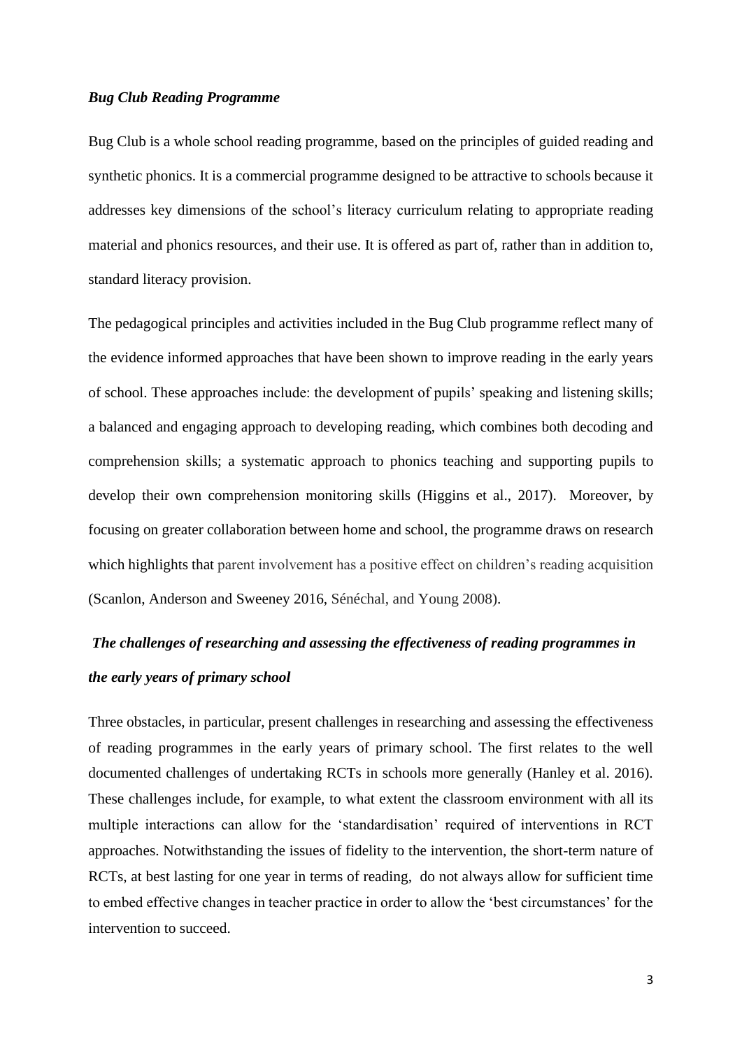### *Bug Club Reading Programme*

Bug Club is a whole school reading programme, based on the principles of guided reading and synthetic phonics. It is a commercial programme designed to be attractive to schools because it addresses key dimensions of the school's literacy curriculum relating to appropriate reading material and phonics resources, and their use. It is offered as part of, rather than in addition to, standard literacy provision.

The pedagogical principles and activities included in the Bug Club programme reflect many of the evidence informed approaches that have been shown to improve reading in the early years of school. These approaches include: the development of pupils' speaking and listening skills; a balanced and engaging approach to developing reading, which combines both decoding and comprehension skills; a systematic approach to phonics teaching and supporting pupils to develop their own comprehension monitoring skills (Higgins et al., 2017). Moreover, by focusing on greater collaboration between home and school, the programme draws on research which highlights that parent involvement has a positive effect on children's reading acquisition (Scanlon, Anderson and Sweeney 2016, Sénéchal, and Young 2008).

### *The challenges of researching and assessing the effectiveness of reading programmes in the early years of primary school*

Three obstacles, in particular, present challenges in researching and assessing the effectiveness of reading programmes in the early years of primary school. The first relates to the well documented challenges of undertaking RCTs in schools more generally (Hanley et al. 2016). These challenges include, for example, to what extent the classroom environment with all its multiple interactions can allow for the 'standardisation' required of interventions in RCT approaches. Notwithstanding the issues of fidelity to the intervention, the short-term nature of RCTs, at best lasting for one year in terms of reading, do not always allow for sufficient time to embed effective changes in teacher practice in order to allow the 'best circumstances' for the intervention to succeed.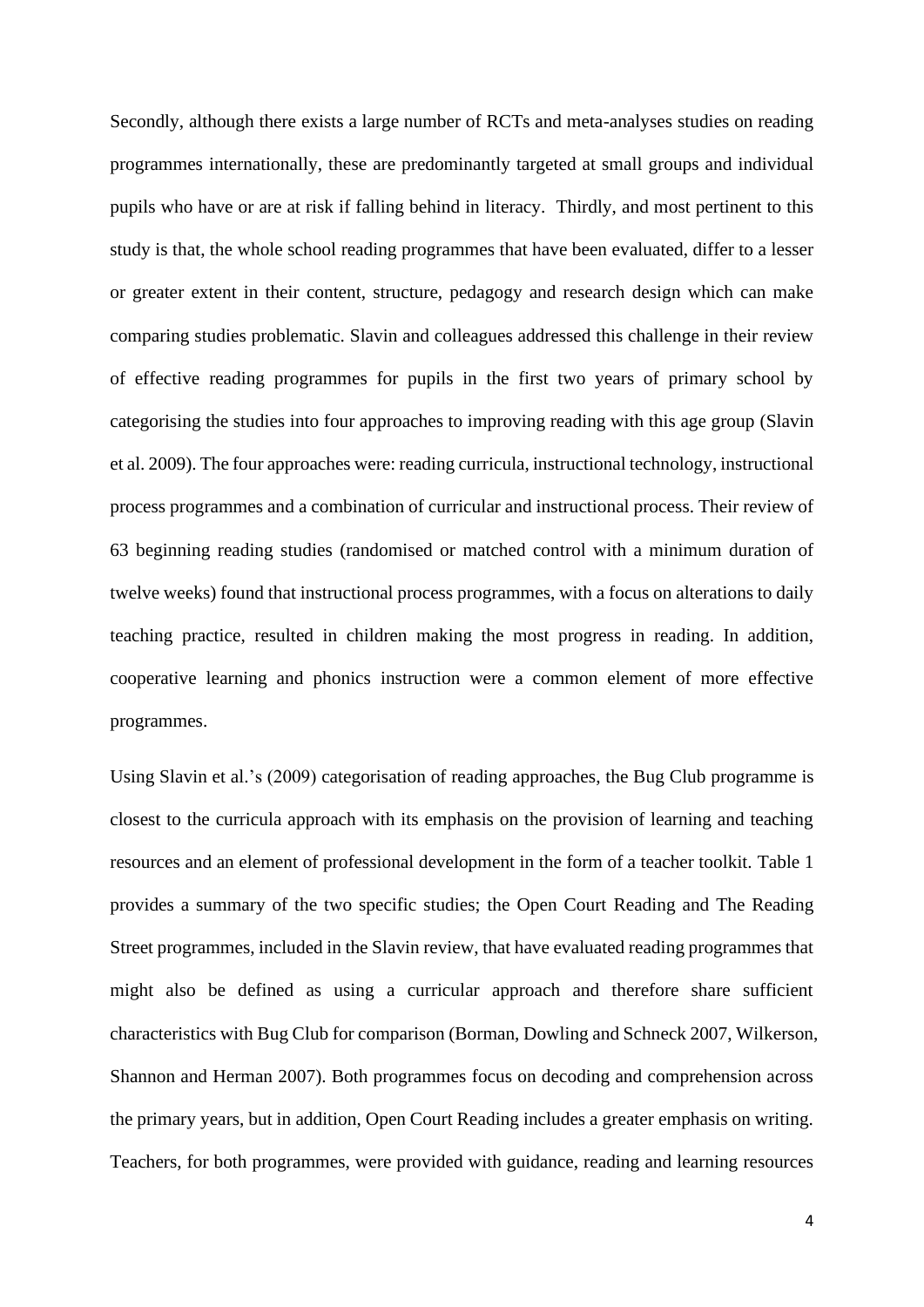Secondly, although there exists a large number of RCTs and meta-analyses studies on reading programmes internationally, these are predominantly targeted at small groups and individual pupils who have or are at risk if falling behind in literacy.  Thirdly, and most pertinent to this study is that, the whole school reading programmes that have been evaluated, differ to a lesser or greater extent in their content, structure, pedagogy and research design which can make comparing studies problematic. Slavin and colleagues addressed this challenge in their review of effective reading programmes for pupils in the first two years of primary school by categorising the studies into four approaches to improving reading with this age group (Slavin et al. 2009). The four approaches were: reading curricula, instructional technology, instructional process programmes and a combination of curricular and instructional process. Their review of 63 beginning reading studies (randomised or matched control with a minimum duration of twelve weeks) found that instructional process programmes, with a focus on alterations to daily teaching practice, resulted in children making the most progress in reading. In addition, cooperative learning and phonics instruction were a common element of more effective programmes.

Using Slavin et al.'s (2009) categorisation of reading approaches, the Bug Club programme is closest to the curricula approach with its emphasis on the provision of learning and teaching resources and an element of professional development in the form of a teacher toolkit. Table 1 provides a summary of the two specific studies; the Open Court Reading and The Reading Street programmes, included in the Slavin review, that have evaluated reading programmes that might also be defined as using a curricular approach and therefore share sufficient characteristics with Bug Club for comparison (Borman, Dowling and Schneck 2007, Wilkerson, Shannon and Herman 2007). Both programmes focus on decoding and comprehension across the primary years, but in addition, Open Court Reading includes a greater emphasis on writing. Teachers, for both programmes, were provided with guidance, reading and learning resources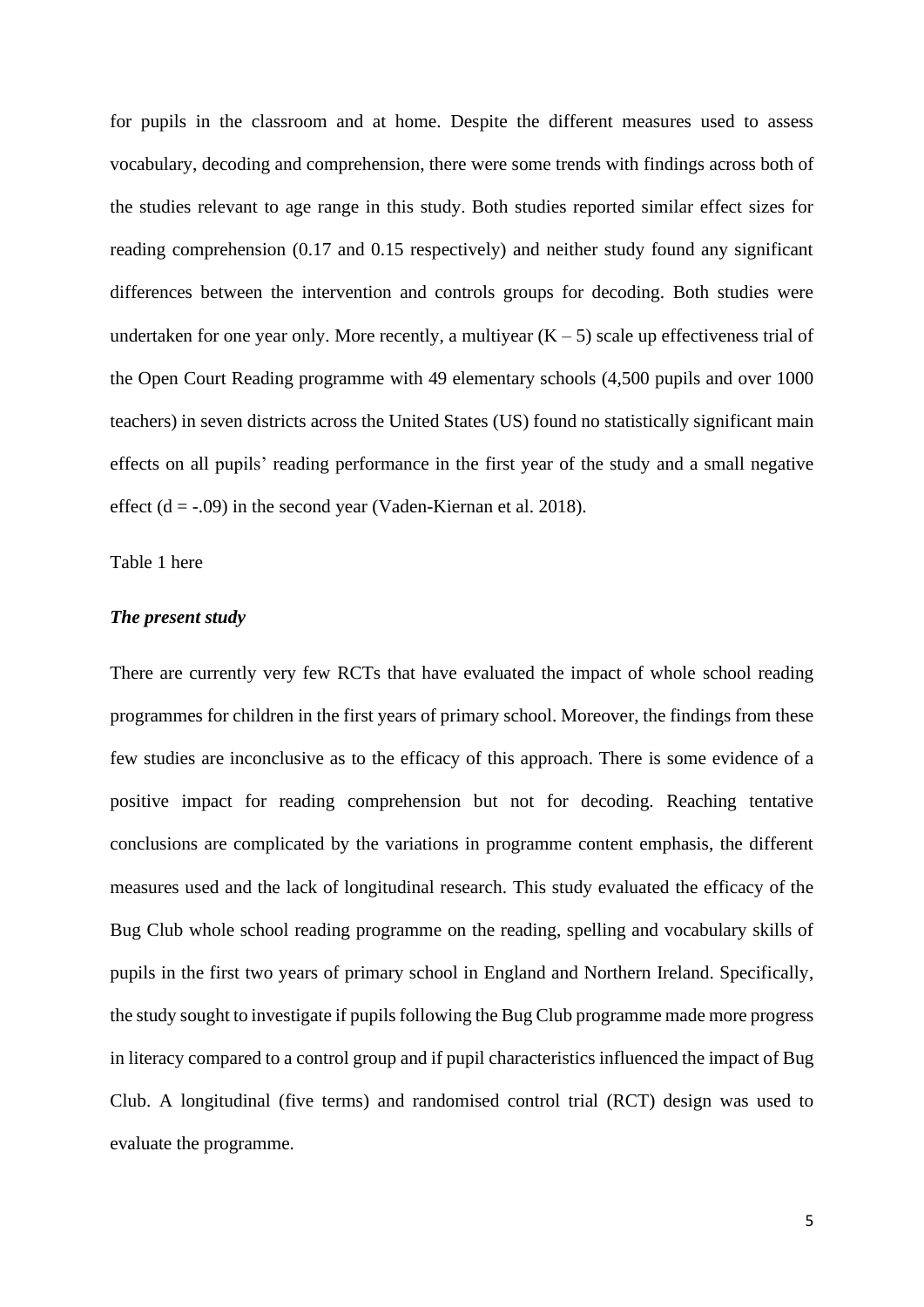for pupils in the classroom and at home. Despite the different measures used to assess vocabulary, decoding and comprehension, there were some trends with findings across both of the studies relevant to age range in this study. Both studies reported similar effect sizes for reading comprehension (0.17 and 0.15 respectively) and neither study found any significant differences between the intervention and controls groups for decoding. Both studies were undertaken for one year only. More recently, a multiyear (K – 5) scale up effectiveness trial of the Open Court Reading programme with 49 elementary schools (4,500 pupils and over 1000 teachers) in seven districts across the United States (US) found no statistically significant main effects on all pupils' reading performance in the first year of the study and a small negative effect (d = -.09) in the second year (Vaden-Kiernan et al. 2018).

Table 1 here

***The present study***

There are currently very few RCTs that have evaluated the impact of whole school reading programmes for children in the first years of primary school. Moreover, the findings from these few studies are inconclusive as to the efficacy of this approach. There is some evidence of a positive impact for reading comprehension but not for decoding. Reaching tentative conclusions are complicated by the variations in programme content emphasis, the different measures used and the lack of longitudinal research. This study evaluated the efficacy of the Bug Club whole school reading programme on the reading, spelling and vocabulary skills of pupils in the first two years of primary school in England and Northern Ireland. Specifically, the study sought to investigate if pupils following the Bug Club programme made more progress in literacy compared to a control group and if pupil characteristics influenced the impact of Bug Club. A longitudinal (five terms) and randomised control trial (RCT) design was used to evaluate the programme.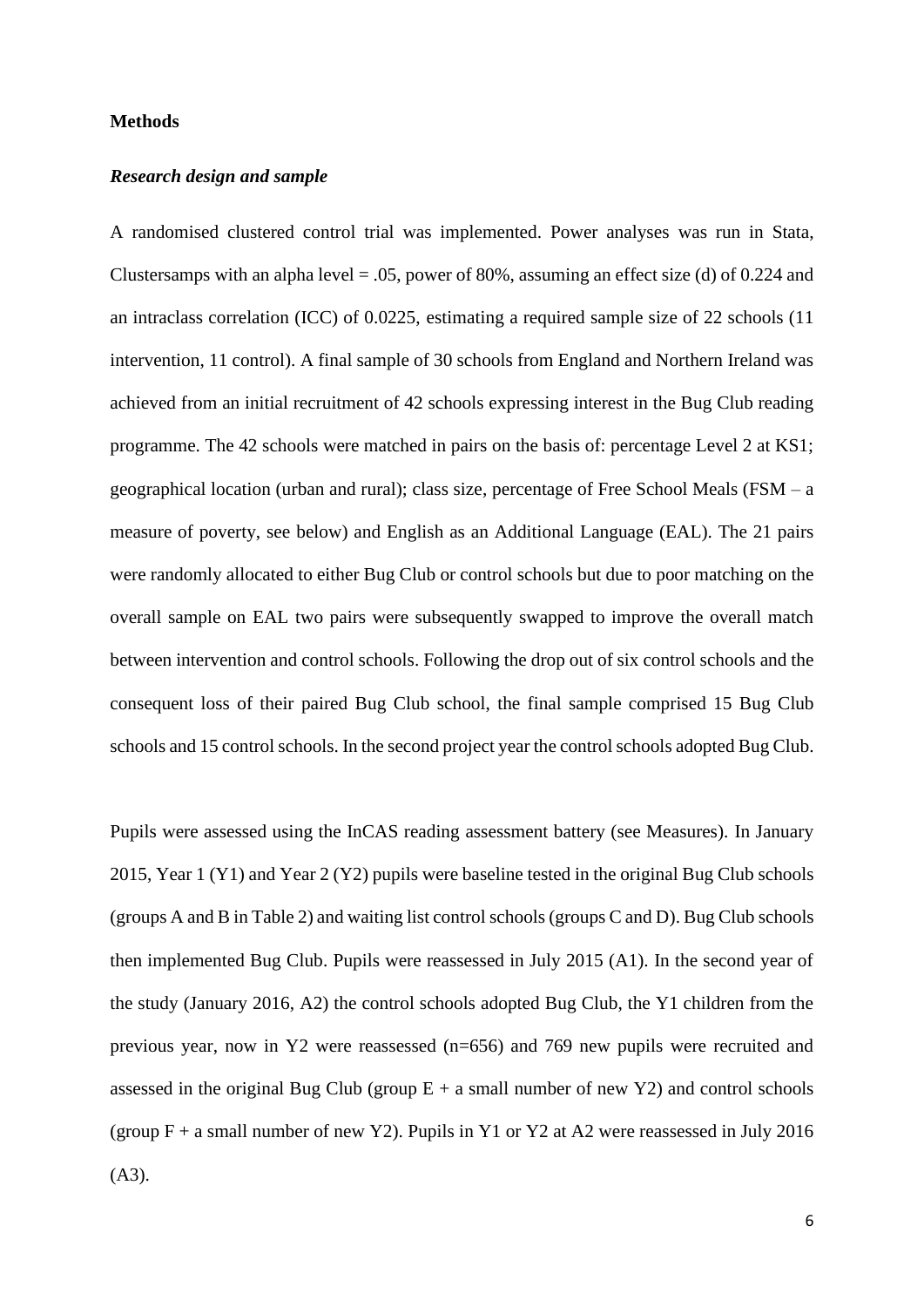**Methods**

***Research design and sample***

A randomised clustered control trial was implemented. Power analyses was run in Stata, Clustersamps with an alpha level = .05, power of 80%, assuming an effect size (d) of 0.224 and an intraclass correlation (ICC) of 0.0225, estimating a required sample size of 22 schools (11 intervention, 11 control). A final sample of 30 schools from England and Northern Ireland was achieved from an initial recruitment of 42 schools expressing interest in the Bug Club reading programme. The 42 schools were matched in pairs on the basis of: percentage Level 2 at KS1; geographical location (urban and rural); class size, percentage of Free School Meals (FSM – a measure of poverty, see below) and English as an Additional Language (EAL). The 21 pairs were randomly allocated to either Bug Club or control schools but due to poor matching on the overall sample on EAL two pairs were subsequently swapped to improve the overall match between intervention and control schools. Following the drop out of six control schools and the consequent loss of their paired Bug Club school, the final sample comprised 15 Bug Club schools and 15 control schools. In the second project year the control schools adopted Bug Club.

Pupils were assessed using the InCAS reading assessment battery (see Measures). In January 2015, Year 1 (Y1) and Year 2 (Y2) pupils were baseline tested in the original Bug Club schools (groups A and B in Table 2) and waiting list control schools (groups C and D). Bug Club schools then implemented Bug Club. Pupils were reassessed in July 2015 (A1). In the second year of the study (January 2016, A2) the control schools adopted Bug Club, the Y1 children from the previous year, now in Y2 were reassessed (n=656) and 769 new pupils were recruited and assessed in the original Bug Club (group E + a small number of new Y2) and control schools (group F + a small number of new Y2). Pupils in Y1 or Y2 at A2 were reassessed in July 2016 (A3).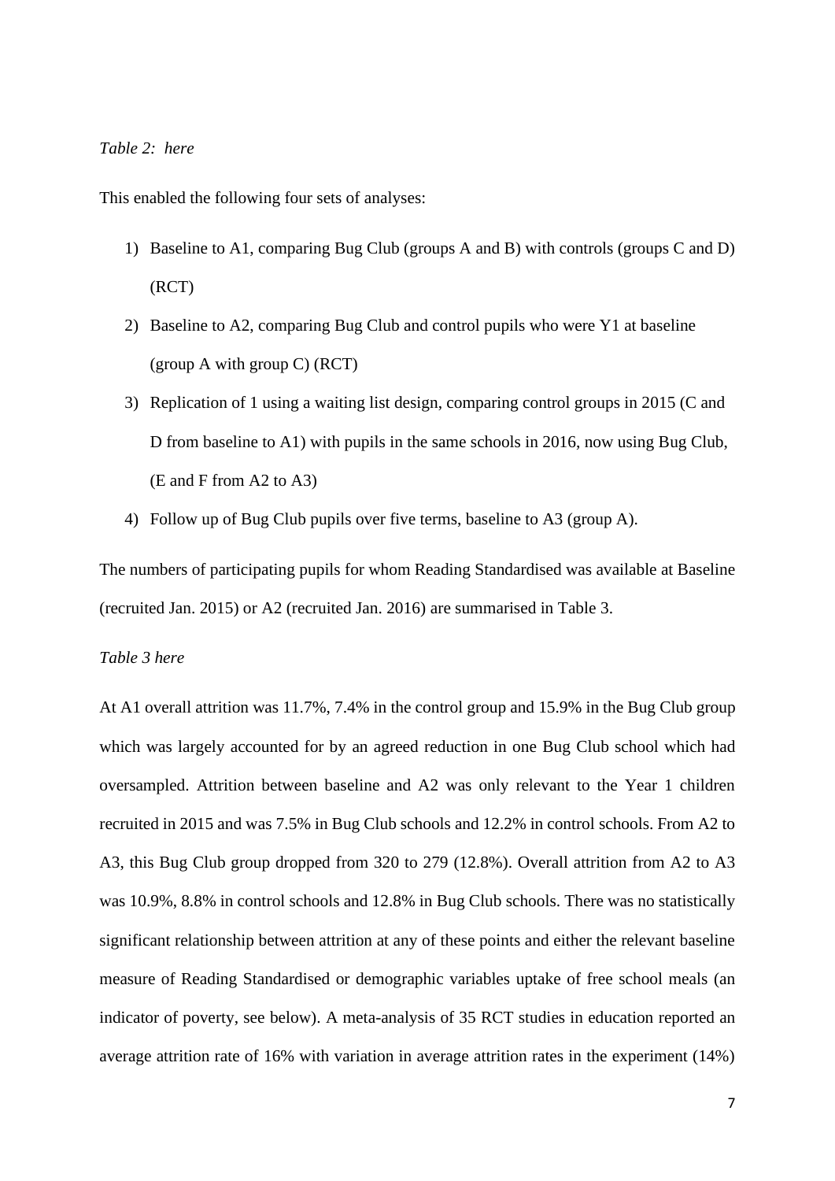*Table 2: here*

This enabled the following four sets of analyses:

1) Baseline to A1, comparing Bug Club (groups A and B) with controls (groups C and D) (RCT)
2) Baseline to A2, comparing Bug Club and control pupils who were Y1 at baseline (group A with group C) (RCT)
3) Replication of 1 using a waiting list design, comparing control groups in 2015 (C and D from baseline to A1) with pupils in the same schools in 2016, now using Bug Club, (E and F from A2 to A3)
4) Follow up of Bug Club pupils over five terms, baseline to A3 (group A).

The numbers of participating pupils for whom Reading Standardised was available at Baseline (recruited Jan. 2015) or A2 (recruited Jan. 2016) are summarised in Table 3.

*Table 3 here*

At A1 overall attrition was 11.7%, 7.4% in the control group and 15.9% in the Bug Club group which was largely accounted for by an agreed reduction in one Bug Club school which had oversampled. Attrition between baseline and A2 was only relevant to the Year 1 children recruited in 2015 and was 7.5% in Bug Club schools and 12.2% in control schools. From A2 to A3, this Bug Club group dropped from 320 to 279 (12.8%). Overall attrition from A2 to A3 was 10.9%, 8.8% in control schools and 12.8% in Bug Club schools. There was no statistically significant relationship between attrition at any of these points and either the relevant baseline measure of Reading Standardised or demographic variables uptake of free school meals (an indicator of poverty, see below). A meta-analysis of 35 RCT studies in education reported an average attrition rate of 16% with variation in average attrition rates in the experiment (14%)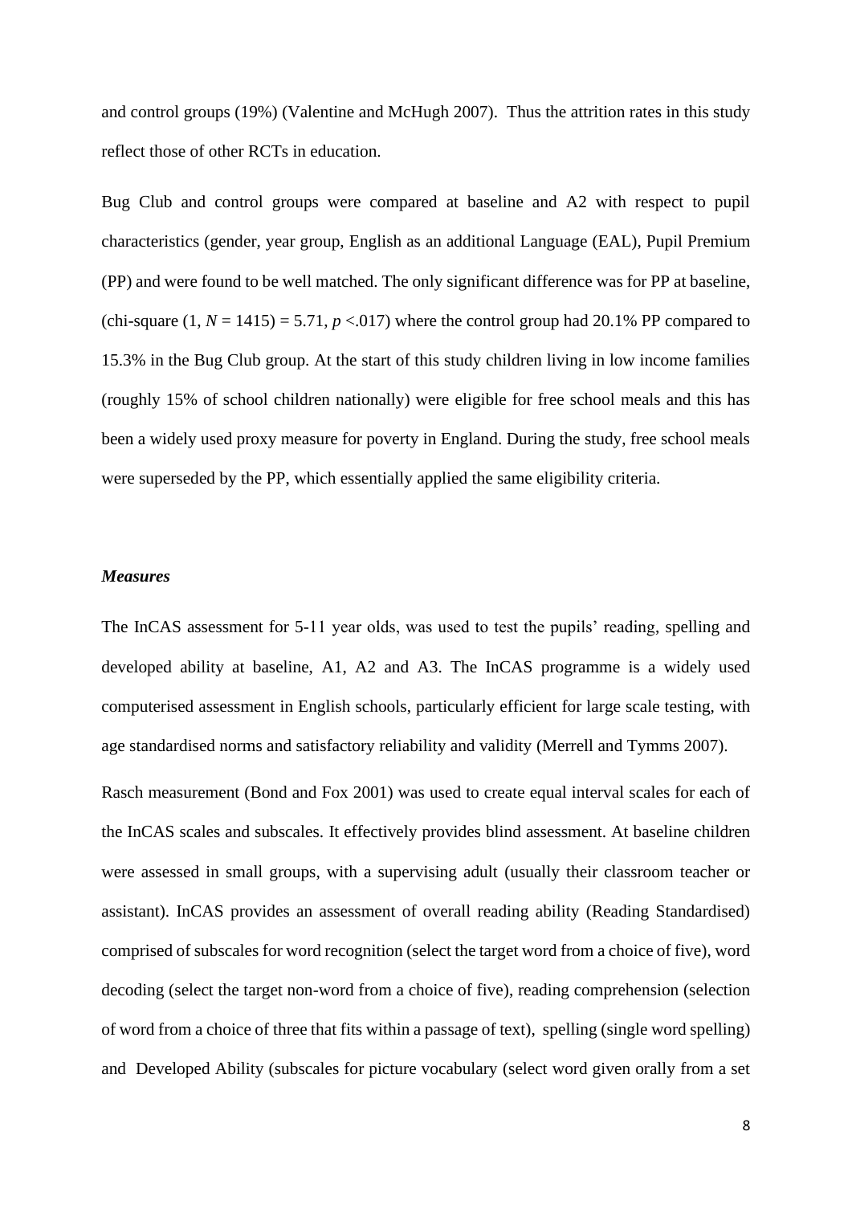and control groups (19%) (Valentine and McHugh 2007). Thus the attrition rates in this study reflect those of other RCTs in education.

Bug Club and control groups were compared at baseline and A2 with respect to pupil characteristics (gender, year group, English as an additional Language (EAL), Pupil Premium (PP) and were found to be well matched. The only significant difference was for PP at baseline, (chi-square (1, $N = 1415$) = 5.71, $p < .017$) where the control group had 20.1% PP compared to 15.3% in the Bug Club group. At the start of this study children living in low income families (roughly 15% of school children nationally) were eligible for free school meals and this has been a widely used proxy measure for poverty in England. During the study, free school meals were superseded by the PP, which essentially applied the same eligibility criteria.

### *Measures*

The InCAS assessment for 5-11 year olds, was used to test the pupils' reading, spelling and developed ability at baseline, A1, A2 and A3. The InCAS programme is a widely used computerised assessment in English schools, particularly efficient for large scale testing, with age standardised norms and satisfactory reliability and validity (Merrell and Tymms 2007).

Rasch measurement (Bond and Fox 2001) was used to create equal interval scales for each of the InCAS scales and subscales. It effectively provides blind assessment. At baseline children were assessed in small groups, with a supervising adult (usually their classroom teacher or assistant). InCAS provides an assessment of overall reading ability (Reading Standardised) comprised of subscales for word recognition (select the target word from a choice of five), word decoding (select the target non-word from a choice of five), reading comprehension (selection of word from a choice of three that fits within a passage of text), spelling (single word spelling) and Developed Ability (subscales for picture vocabulary (select word given orally from a set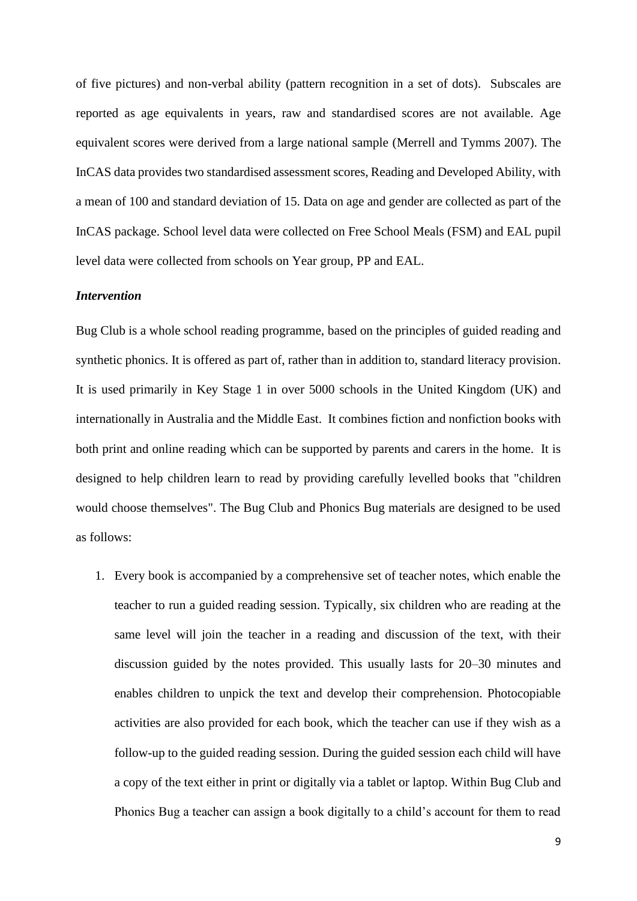of five pictures) and non-verbal ability (pattern recognition in a set of dots). Subscales are reported as age equivalents in years, raw and standardised scores are not available. Age equivalent scores were derived from a large national sample (Merrell and Tymms 2007). The InCAS data provides two standardised assessment scores, Reading and Developed Ability, with a mean of 100 and standard deviation of 15. Data on age and gender are collected as part of the InCAS package. School level data were collected on Free School Meals (FSM) and EAL pupil level data were collected from schools on Year group, PP and EAL.

***Intervention***

Bug Club is a whole school reading programme, based on the principles of guided reading and synthetic phonics. It is offered as part of, rather than in addition to, standard literacy provision. It is used primarily in Key Stage 1 in over 5000 schools in the United Kingdom (UK) and internationally in Australia and the Middle East. It combines fiction and nonfiction books with both print and online reading which can be supported by parents and carers in the home. It is designed to help children learn to read by providing carefully levelled books that "children would choose themselves". The Bug Club and Phonics Bug materials are designed to be used as follows:

1. Every book is accompanied by a comprehensive set of teacher notes, which enable the teacher to run a guided reading session. Typically, six children who are reading at the same level will join the teacher in a reading and discussion of the text, with their discussion guided by the notes provided. This usually lasts for 20–30 minutes and enables children to unpick the text and develop their comprehension. Photocopiable activities are also provided for each book, which the teacher can use if they wish as a follow-up to the guided reading session. During the guided session each child will have a copy of the text either in print or digitally via a tablet or laptop. Within Bug Club and Phonics Bug a teacher can assign a book digitally to a child's account for them to read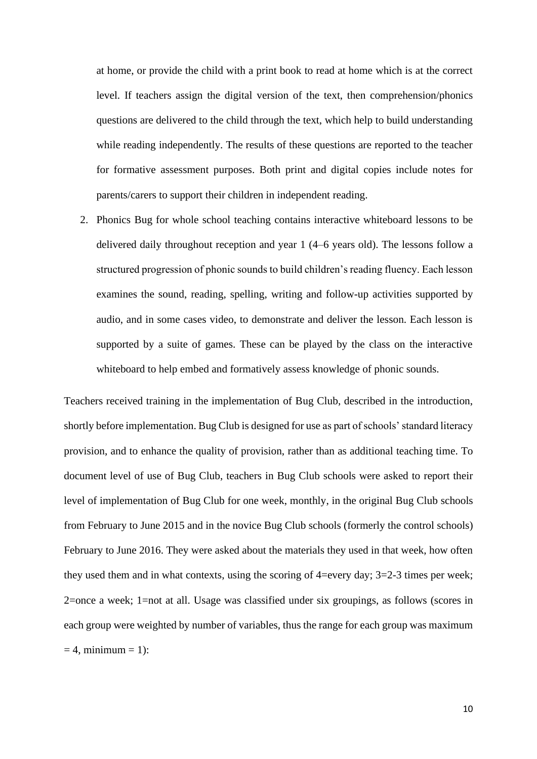at home, or provide the child with a print book to read at home which is at the correct level. If teachers assign the digital version of the text, then comprehension/phonics questions are delivered to the child through the text, which help to build understanding while reading independently. The results of these questions are reported to the teacher for formative assessment purposes. Both print and digital copies include notes for parents/carers to support their children in independent reading.

2. Phonics Bug for whole school teaching contains interactive whiteboard lessons to be delivered daily throughout reception and year 1 (4–6 years old). The lessons follow a structured progression of phonic sounds to build children's reading fluency. Each lesson examines the sound, reading, spelling, writing and follow-up activities supported by audio, and in some cases video, to demonstrate and deliver the lesson. Each lesson is supported by a suite of games. These can be played by the class on the interactive whiteboard to help embed and formatively assess knowledge of phonic sounds.

Teachers received training in the implementation of Bug Club, described in the introduction, shortly before implementation. Bug Club is designed for use as part of schools' standard literacy provision, and to enhance the quality of provision, rather than as additional teaching time. To document level of use of Bug Club, teachers in Bug Club schools were asked to report their level of implementation of Bug Club for one week, monthly, in the original Bug Club schools from February to June 2015 and in the novice Bug Club schools (formerly the control schools) February to June 2016. They were asked about the materials they used in that week, how often they used them and in what contexts, using the scoring of 4=every day; 3=2-3 times per week; 2=once a week; 1=not at all. Usage was classified under six groupings, as follows (scores in each group were weighted by number of variables, thus the range for each group was maximum = 4, minimum = 1):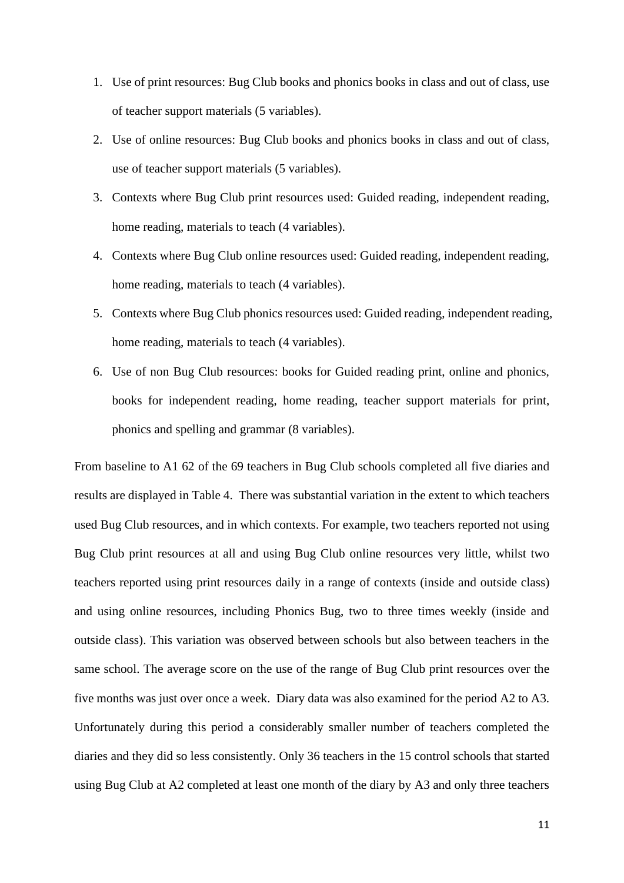1. Use of print resources: Bug Club books and phonics books in class and out of class, use of teacher support materials (5 variables).
2. Use of online resources: Bug Club books and phonics books in class and out of class, use of teacher support materials (5 variables).
3. Contexts where Bug Club print resources used: Guided reading, independent reading, home reading, materials to teach (4 variables).
4. Contexts where Bug Club online resources used: Guided reading, independent reading, home reading, materials to teach (4 variables).
5. Contexts where Bug Club phonics resources used: Guided reading, independent reading, home reading, materials to teach (4 variables).
6. Use of non Bug Club resources: books for Guided reading print, online and phonics, books for independent reading, home reading, teacher support materials for print, phonics and spelling and grammar (8 variables).

From baseline to A1 62 of the 69 teachers in Bug Club schools completed all five diaries and results are displayed in Table 4. There was substantial variation in the extent to which teachers used Bug Club resources, and in which contexts. For example, two teachers reported not using Bug Club print resources at all and using Bug Club online resources very little, whilst two teachers reported using print resources daily in a range of contexts (inside and outside class) and using online resources, including Phonics Bug, two to three times weekly (inside and outside class). This variation was observed between schools but also between teachers in the same school. The average score on the use of the range of Bug Club print resources over the five months was just over once a week. Diary data was also examined for the period A2 to A3. Unfortunately during this period a considerably smaller number of teachers completed the diaries and they did so less consistently. Only 36 teachers in the 15 control schools that started using Bug Club at A2 completed at least one month of the diary by A3 and only three teachers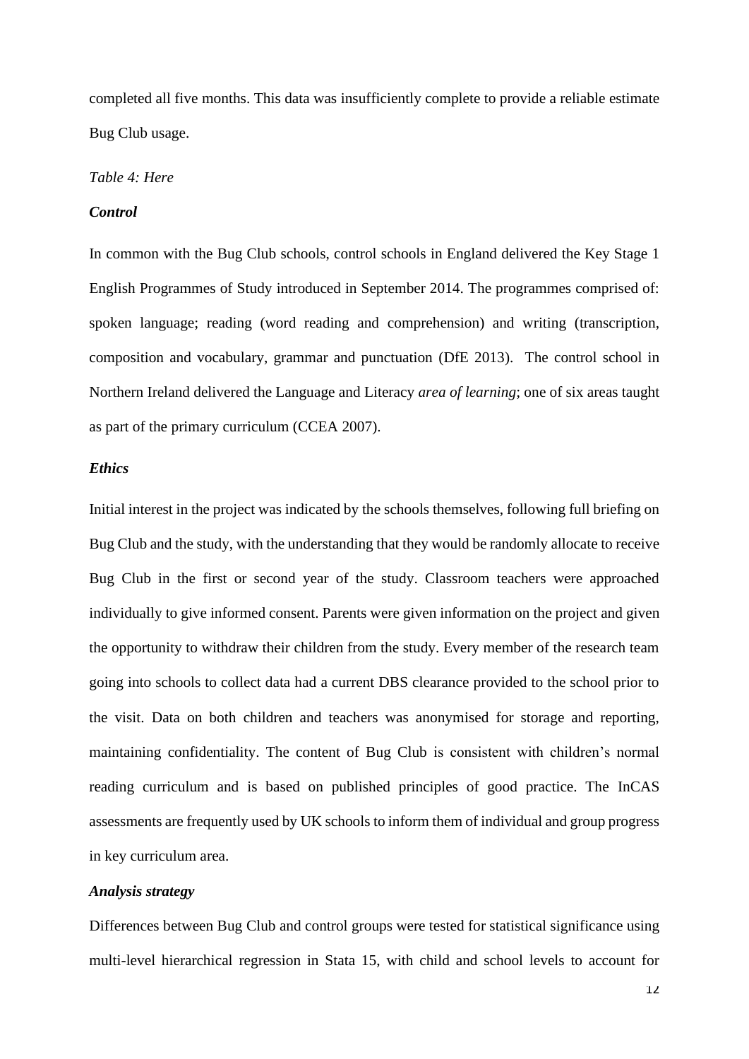completed all five months. This data was insufficiently complete to provide a reliable estimate Bug Club usage.

*Table 4: Here*

***Control***

In common with the Bug Club schools, control schools in England delivered the Key Stage 1 English Programmes of Study introduced in September 2014. The programmes comprised of: spoken language; reading (word reading and comprehension) and writing (transcription, composition and vocabulary, grammar and punctuation (DfE 2013). The control school in Northern Ireland delivered the Language and Literacy *area of learning*; one of six areas taught as part of the primary curriculum (CCEA 2007).

***Ethics***

Initial interest in the project was indicated by the schools themselves, following full briefing on Bug Club and the study, with the understanding that they would be randomly allocate to receive Bug Club in the first or second year of the study. Classroom teachers were approached individually to give informed consent. Parents were given information on the project and given the opportunity to withdraw their children from the study. Every member of the research team going into schools to collect data had a current DBS clearance provided to the school prior to the visit. Data on both children and teachers was anonymised for storage and reporting, maintaining confidentiality. The content of Bug Club is consistent with children's normal reading curriculum and is based on published principles of good practice. The InCAS assessments are frequently used by UK schools to inform them of individual and group progress in key curriculum area.

***Analysis strategy***

Differences between Bug Club and control groups were tested for statistical significance using multi-level hierarchical regression in Stata 15, with child and school levels to account for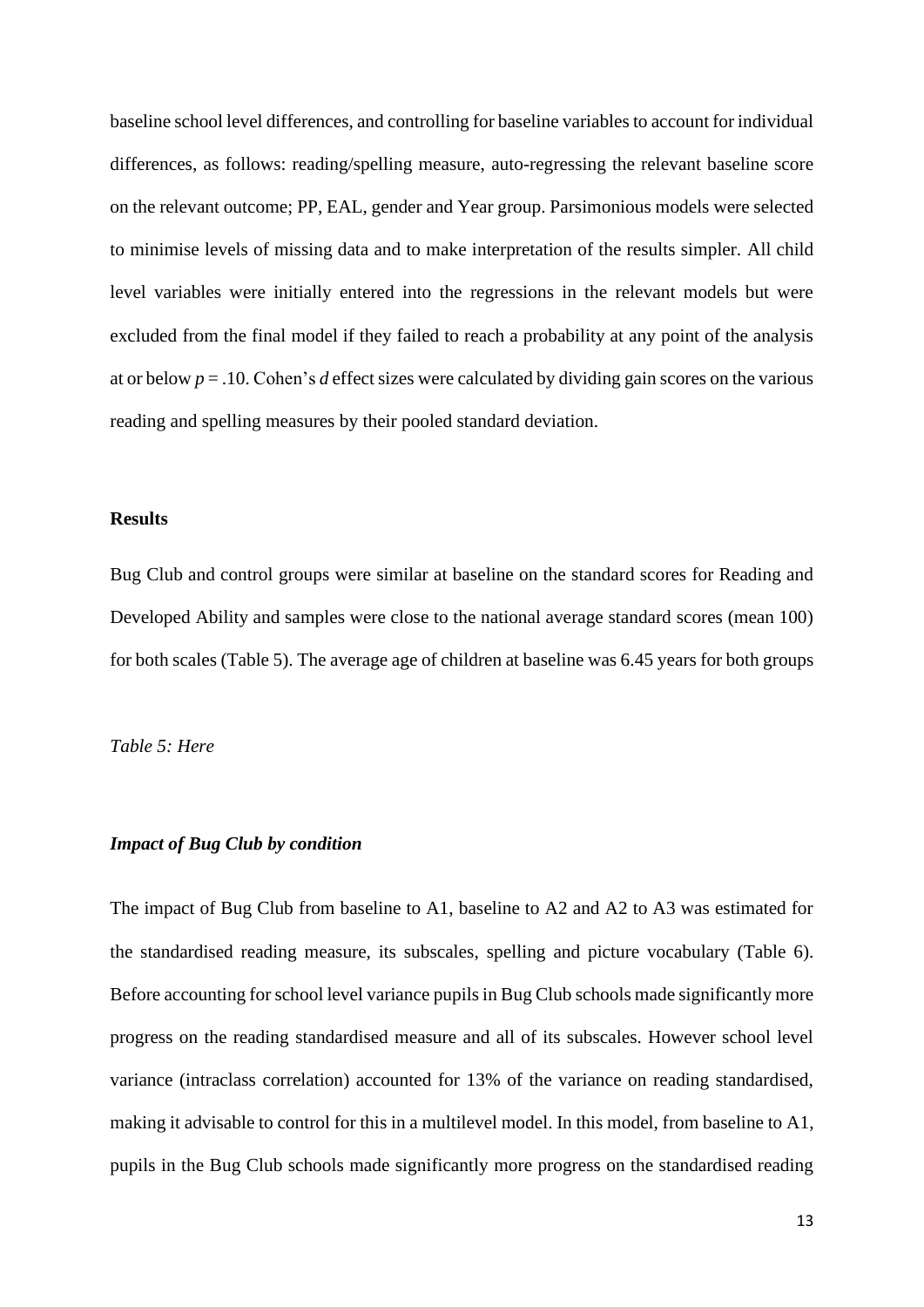baseline school level differences, and controlling for baseline variables to account for individual differences, as follows: reading/spelling measure, auto-regressing the relevant baseline score on the relevant outcome; PP, EAL, gender and Year group. Parsimonious models were selected to minimise levels of missing data and to make interpretation of the results simpler. All child level variables were initially entered into the regressions in the relevant models but were excluded from the final model if they failed to reach a probability at any point of the analysis at or below $p = .10$. Cohen's $d$ effect sizes were calculated by dividing gain scores on the various reading and spelling measures by their pooled standard deviation.

## Results

Bug Club and control groups were similar at baseline on the standard scores for Reading and Developed Ability and samples were close to the national average standard scores (mean 100) for both scales (Table 5). The average age of children at baseline was 6.45 years for both groups

*Table 5: Here*

### *Impact of Bug Club by condition*

The impact of Bug Club from baseline to A1, baseline to A2 and A2 to A3 was estimated for the standardised reading measure, its subscales, spelling and picture vocabulary (Table 6). Before accounting for school level variance pupils in Bug Club schools made significantly more progress on the reading standardised measure and all of its subscales. However school level variance (intraclass correlation) accounted for 13% of the variance on reading standardised, making it advisable to control for this in a multilevel model. In this model, from baseline to A1, pupils in the Bug Club schools made significantly more progress on the standardised reading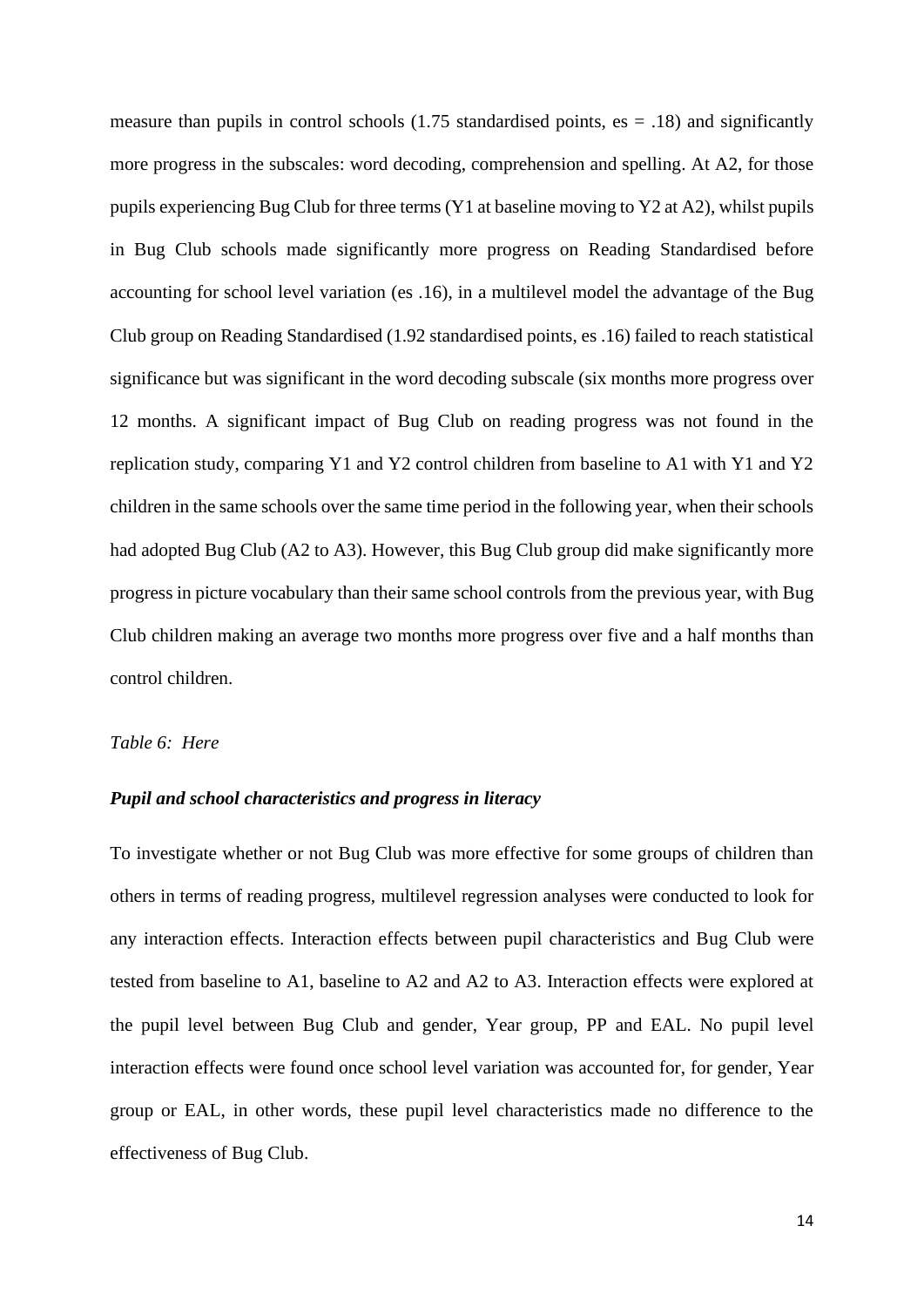measure than pupils in control schools (1.75 standardised points, es = .18) and significantly more progress in the subscales: word decoding, comprehension and spelling. At A2, for those pupils experiencing Bug Club for three terms (Y1 at baseline moving to Y2 at A2), whilst pupils in Bug Club schools made significantly more progress on Reading Standardised before accounting for school level variation (es .16), in a multilevel model the advantage of the Bug Club group on Reading Standardised (1.92 standardised points, es .16) failed to reach statistical significance but was significant in the word decoding subscale (six months more progress over 12 months. A significant impact of Bug Club on reading progress was not found in the replication study, comparing Y1 and Y2 control children from baseline to A1 with Y1 and Y2 children in the same schools over the same time period in the following year, when their schools had adopted Bug Club (A2 to A3). However, this Bug Club group did make significantly more progress in picture vocabulary than their same school controls from the previous year, with Bug Club children making an average two months more progress over five and a half months than control children.

*Table 6: Here*

### *Pupil and school characteristics and progress in literacy*

To investigate whether or not Bug Club was more effective for some groups of children than others in terms of reading progress, multilevel regression analyses were conducted to look for any interaction effects. Interaction effects between pupil characteristics and Bug Club were tested from baseline to A1, baseline to A2 and A2 to A3. Interaction effects were explored at the pupil level between Bug Club and gender, Year group, PP and EAL. No pupil level interaction effects were found once school level variation was accounted for, for gender, Year group or EAL, in other words, these pupil level characteristics made no difference to the effectiveness of Bug Club.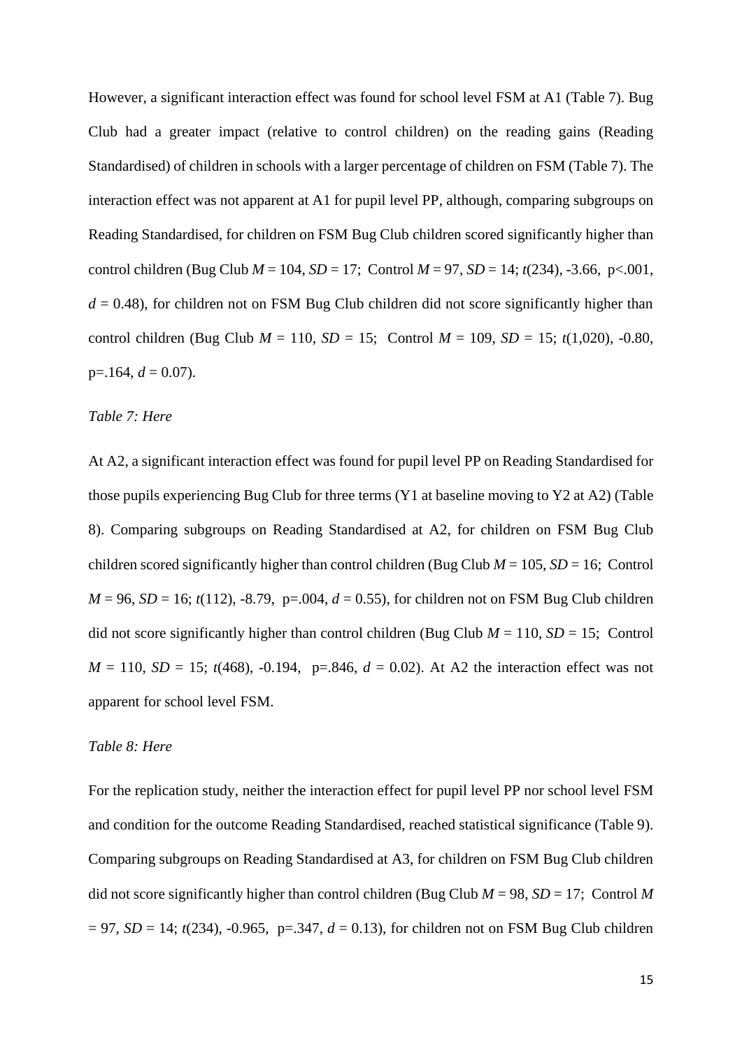However, a significant interaction effect was found for school level FSM at A1 (Table 7). Bug Club had a greater impact (relative to control children) on the reading gains (Reading Standardised) of children in schools with a larger percentage of children on FSM (Table 7). The interaction effect was not apparent at A1 for pupil level PP, although, comparing subgroups on Reading Standardised, for children on FSM Bug Club children scored significantly higher than control children (Bug Club $M = 104$, $SD = 17$; Control $M = 97$, $SD = 14$; $t(234)$, -3.66, $p<.001$, $d = 0.48$), for children not on FSM Bug Club children did not score significantly higher than control children (Bug Club $M = 110$, $SD = 15$; Control $M = 109$, $SD = 15$; $t(1{,}020)$, -0.80, $p=.164$, $d = 0.07$).

*Table 7: Here*

At A2, a significant interaction effect was found for pupil level PP on Reading Standardised for those pupils experiencing Bug Club for three terms (Y1 at baseline moving to Y2 at A2) (Table 8). Comparing subgroups on Reading Standardised at A2, for children on FSM Bug Club children scored significantly higher than control children (Bug Club $M = 105$, $SD = 16$; Control $M = 96$, $SD = 16$; $t(112)$, -8.79, $p=.004$, $d = 0.55$), for children not on FSM Bug Club children did not score significantly higher than control children (Bug Club $M = 110$, $SD = 15$; Control $M = 110$, $SD = 15$; $t(468)$, -0.194, $p=.846$, $d = 0.02$). At A2 the interaction effect was not apparent for school level FSM.

*Table 8: Here*

For the replication study, neither the interaction effect for pupil level PP nor school level FSM and condition for the outcome Reading Standardised, reached statistical significance (Table 9). Comparing subgroups on Reading Standardised at A3, for children on FSM Bug Club children did not score significantly higher than control children (Bug Club $M = 98$, $SD = 17$; Control $M = 97$, $SD = 14$; $t(234)$, -0.965, $p=.347$, $d = 0.13$), for children not on FSM Bug Club children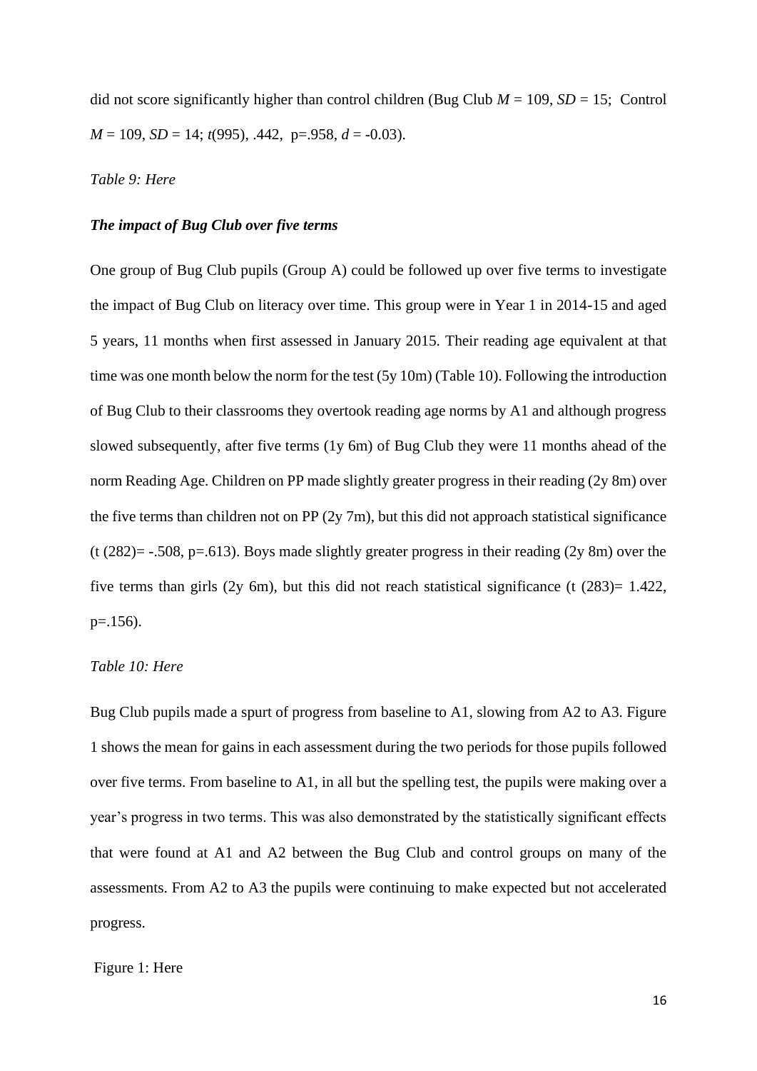did not score significantly higher than control children (Bug Club $M$ = 109, $SD$ = 15; Control $M$ = 109, $SD$ = 14; $t(995)$, .442, p=.958, $d$ = -0.03).

*Table 9: Here*

### *The impact of Bug Club over five terms*

One group of Bug Club pupils (Group A) could be followed up over five terms to investigate the impact of Bug Club on literacy over time. This group were in Year 1 in 2014-15 and aged 5 years, 11 months when first assessed in January 2015. Their reading age equivalent at that time was one month below the norm for the test (5y 10m) (Table 10). Following the introduction of Bug Club to their classrooms they overtook reading age norms by A1 and although progress slowed subsequently, after five terms (1y 6m) of Bug Club they were 11 months ahead of the norm Reading Age. Children on PP made slightly greater progress in their reading (2y 8m) over the five terms than children not on PP (2y 7m), but this did not approach statistical significance ($t(282)$= -.508, p=.613). Boys made slightly greater progress in their reading (2y 8m) over the five terms than girls (2y 6m), but this did not reach statistical significance ($t(283)$= 1.422, p=.156).

*Table 10: Here*

Bug Club pupils made a spurt of progress from baseline to A1, slowing from A2 to A3. Figure 1 shows the mean for gains in each assessment during the two periods for those pupils followed over five terms. From baseline to A1, in all but the spelling test, the pupils were making over a year's progress in two terms. This was also demonstrated by the statistically significant effects that were found at A1 and A2 between the Bug Club and control groups on many of the assessments. From A2 to A3 the pupils were continuing to make expected but not accelerated progress.

Figure 1: Here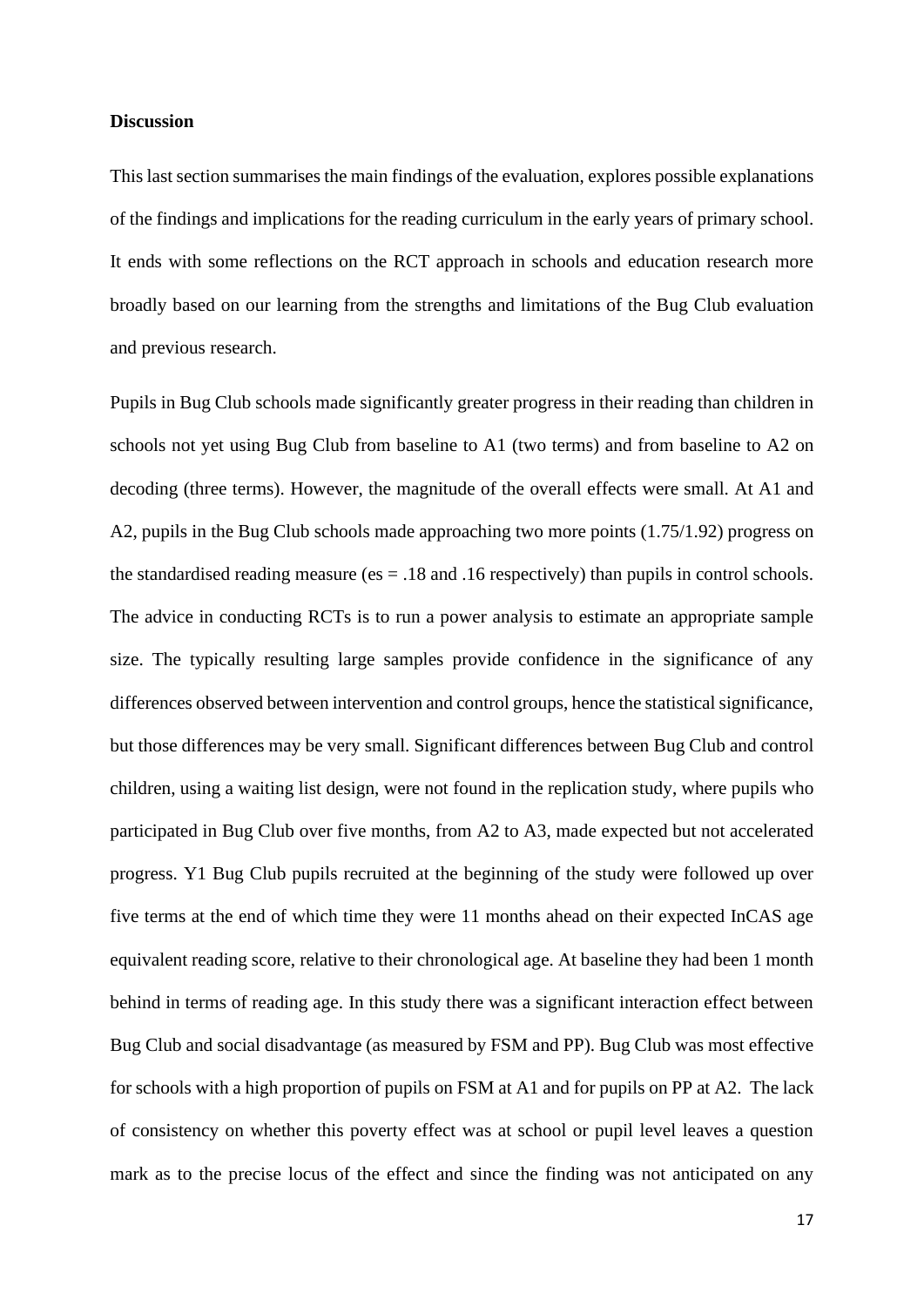**Discussion**

This last section summarises the main findings of the evaluation, explores possible explanations of the findings and implications for the reading curriculum in the early years of primary school. It ends with some reflections on the RCT approach in schools and education research more broadly based on our learning from the strengths and limitations of the Bug Club evaluation and previous research.

Pupils in Bug Club schools made significantly greater progress in their reading than children in schools not yet using Bug Club from baseline to A1 (two terms) and from baseline to A2 on decoding (three terms). However, the magnitude of the overall effects were small. At A1 and A2, pupils in the Bug Club schools made approaching two more points (1.75/1.92) progress on the standardised reading measure (es = .18 and .16 respectively) than pupils in control schools. The advice in conducting RCTs is to run a power analysis to estimate an appropriate sample size. The typically resulting large samples provide confidence in the significance of any differences observed between intervention and control groups, hence the statistical significance, but those differences may be very small. Significant differences between Bug Club and control children, using a waiting list design, were not found in the replication study, where pupils who participated in Bug Club over five months, from A2 to A3, made expected but not accelerated progress. Y1 Bug Club pupils recruited at the beginning of the study were followed up over five terms at the end of which time they were 11 months ahead on their expected InCAS age equivalent reading score, relative to their chronological age. At baseline they had been 1 month behind in terms of reading age. In this study there was a significant interaction effect between Bug Club and social disadvantage (as measured by FSM and PP). Bug Club was most effective for schools with a high proportion of pupils on FSM at A1 and for pupils on PP at A2. The lack of consistency on whether this poverty effect was at school or pupil level leaves a question mark as to the precise locus of the effect and since the finding was not anticipated on any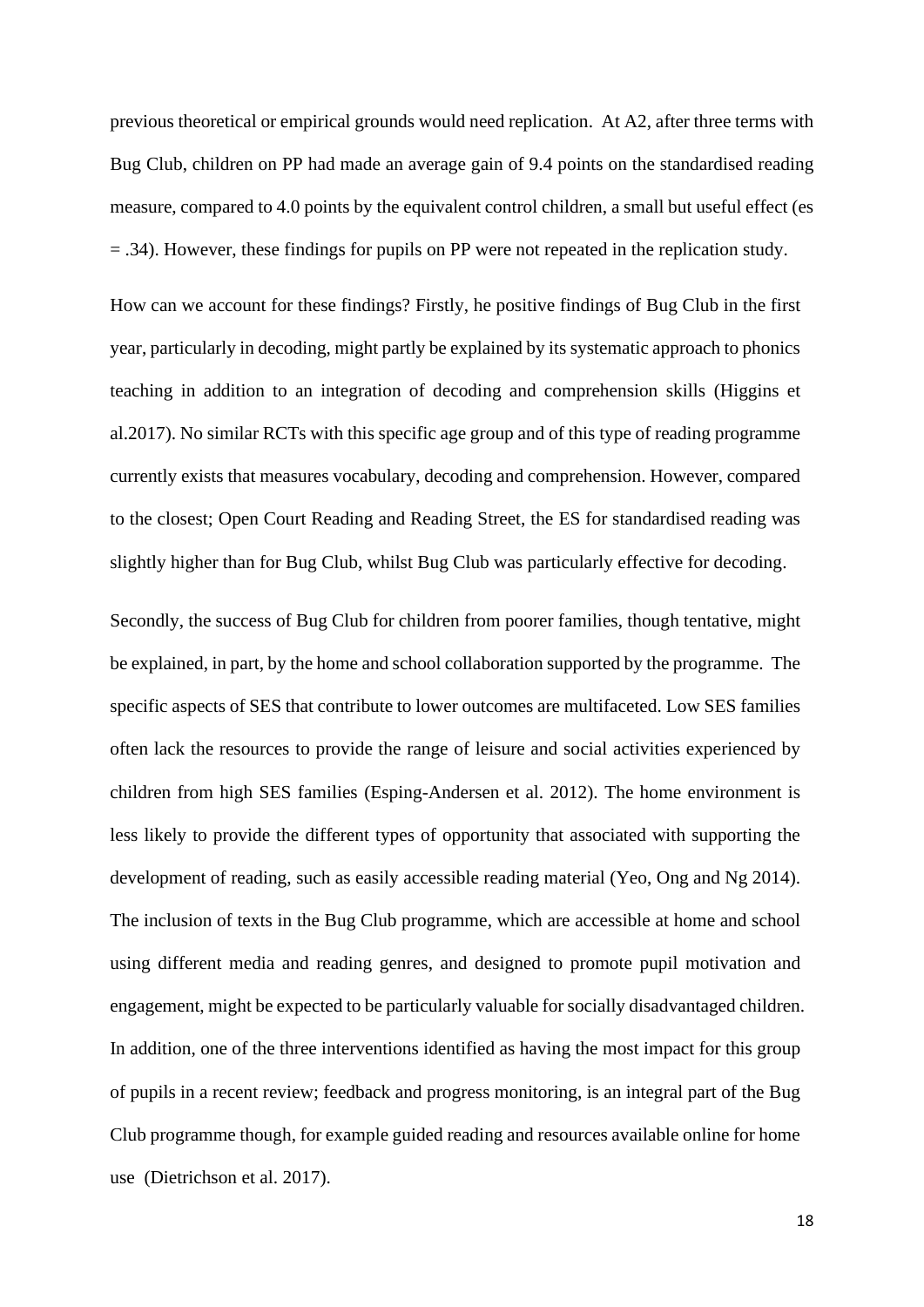previous theoretical or empirical grounds would need replication. At A2, after three terms with Bug Club, children on PP had made an average gain of 9.4 points on the standardised reading measure, compared to 4.0 points by the equivalent control children, a small but useful effect (es = .34). However, these findings for pupils on PP were not repeated in the replication study.

How can we account for these findings? Firstly, he positive findings of Bug Club in the first year, particularly in decoding, might partly be explained by its systematic approach to phonics teaching in addition to an integration of decoding and comprehension skills (Higgins et al.2017). No similar RCTs with this specific age group and of this type of reading programme currently exists that measures vocabulary, decoding and comprehension. However, compared to the closest; Open Court Reading and Reading Street, the ES for standardised reading was slightly higher than for Bug Club, whilst Bug Club was particularly effective for decoding.

Secondly, the success of Bug Club for children from poorer families, though tentative, might be explained, in part, by the home and school collaboration supported by the programme. The specific aspects of SES that contribute to lower outcomes are multifaceted. Low SES families often lack the resources to provide the range of leisure and social activities experienced by children from high SES families (Esping-Andersen et al. 2012). The home environment is less likely to provide the different types of opportunity that associated with supporting the development of reading, such as easily accessible reading material (Yeo, Ong and Ng 2014). The inclusion of texts in the Bug Club programme, which are accessible at home and school using different media and reading genres, and designed to promote pupil motivation and engagement, might be expected to be particularly valuable for socially disadvantaged children. In addition, one of the three interventions identified as having the most impact for this group of pupils in a recent review; feedback and progress monitoring, is an integral part of the Bug Club programme though, for example guided reading and resources available online for home use (Dietrichson et al. 2017).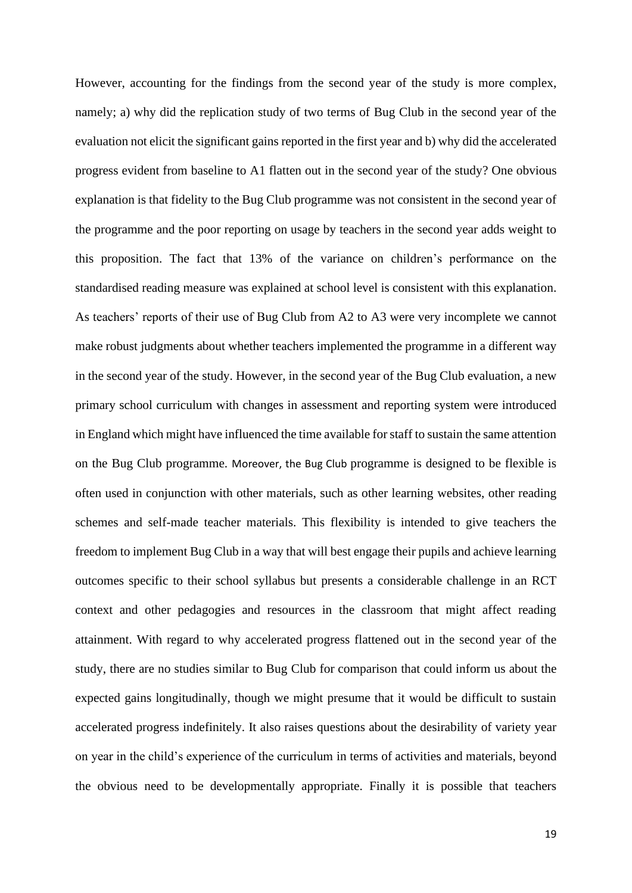However, accounting for the findings from the second year of the study is more complex, namely; a) why did the replication study of two terms of Bug Club in the second year of the evaluation not elicit the significant gains reported in the first year and b) why did the accelerated progress evident from baseline to A1 flatten out in the second year of the study? One obvious explanation is that fidelity to the Bug Club programme was not consistent in the second year of the programme and the poor reporting on usage by teachers in the second year adds weight to this proposition. The fact that 13% of the variance on children's performance on the standardised reading measure was explained at school level is consistent with this explanation. As teachers' reports of their use of Bug Club from A2 to A3 were very incomplete we cannot make robust judgments about whether teachers implemented the programme in a different way in the second year of the study. However, in the second year of the Bug Club evaluation, a new primary school curriculum with changes in assessment and reporting system were introduced in England which might have influenced the time available for staff to sustain the same attention on the Bug Club programme. Moreover, the Bug Club programme is designed to be flexible is often used in conjunction with other materials, such as other learning websites, other reading schemes and self-made teacher materials. This flexibility is intended to give teachers the freedom to implement Bug Club in a way that will best engage their pupils and achieve learning outcomes specific to their school syllabus but presents a considerable challenge in an RCT context and other pedagogies and resources in the classroom that might affect reading attainment. With regard to why accelerated progress flattened out in the second year of the study, there are no studies similar to Bug Club for comparison that could inform us about the expected gains longitudinally, though we might presume that it would be difficult to sustain accelerated progress indefinitely. It also raises questions about the desirability of variety year on year in the child's experience of the curriculum in terms of activities and materials, beyond the obvious need to be developmentally appropriate. Finally it is possible that teachers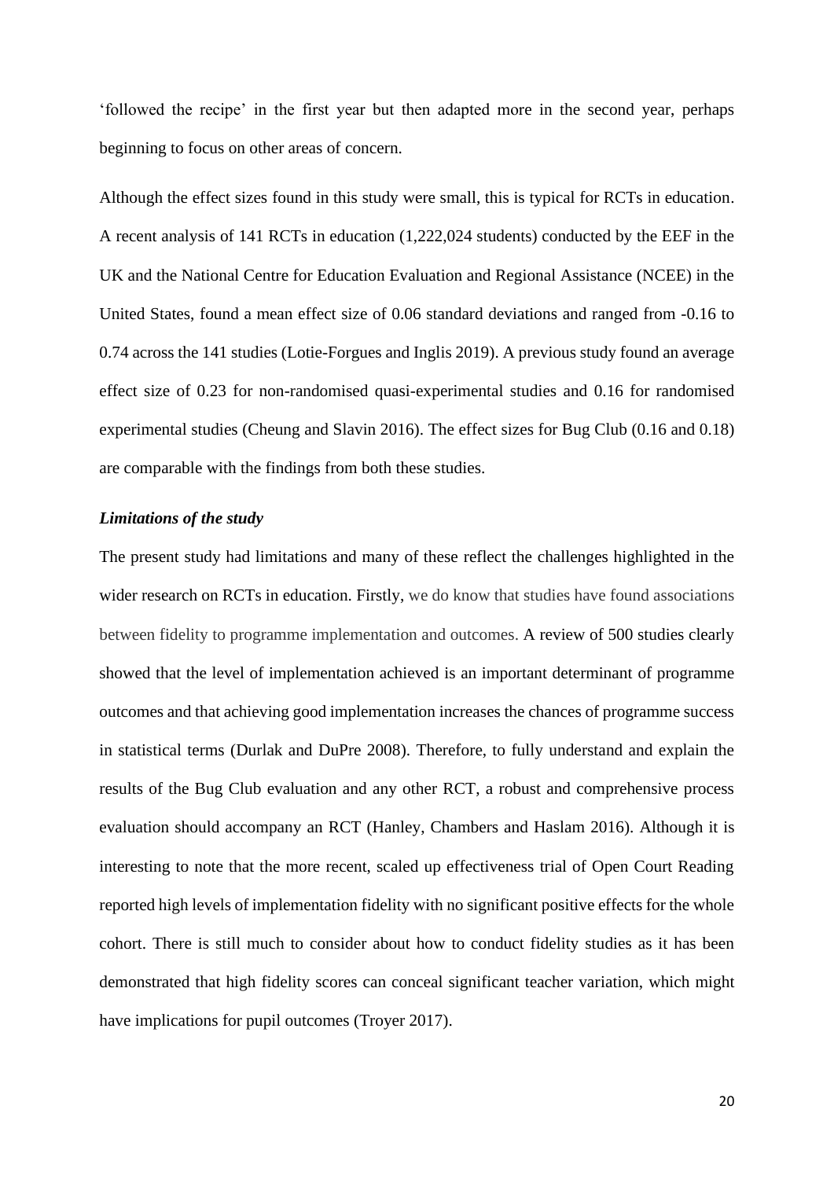'followed the recipe' in the first year but then adapted more in the second year, perhaps beginning to focus on other areas of concern.

Although the effect sizes found in this study were small, this is typical for RCTs in education. A recent analysis of 141 RCTs in education (1,222,024 students) conducted by the EEF in the UK and the National Centre for Education Evaluation and Regional Assistance (NCEE) in the United States, found a mean effect size of 0.06 standard deviations and ranged from -0.16 to 0.74 across the 141 studies (Lotie-Forgues and Inglis 2019). A previous study found an average effect size of 0.23 for non-randomised quasi-experimental studies and 0.16 for randomised experimental studies (Cheung and Slavin 2016). The effect sizes for Bug Club (0.16 and 0.18) are comparable with the findings from both these studies.

***Limitations of the study***

The present study had limitations and many of these reflect the challenges highlighted in the wider research on RCTs in education. Firstly, we do know that studies have found associations between fidelity to programme implementation and outcomes. A review of 500 studies clearly showed that the level of implementation achieved is an important determinant of programme outcomes and that achieving good implementation increases the chances of programme success in statistical terms (Durlak and DuPre 2008). Therefore, to fully understand and explain the results of the Bug Club evaluation and any other RCT, a robust and comprehensive process evaluation should accompany an RCT (Hanley, Chambers and Haslam 2016). Although it is interesting to note that the more recent, scaled up effectiveness trial of Open Court Reading reported high levels of implementation fidelity with no significant positive effects for the whole cohort. There is still much to consider about how to conduct fidelity studies as it has been demonstrated that high fidelity scores can conceal significant teacher variation, which might have implications for pupil outcomes (Troyer 2017).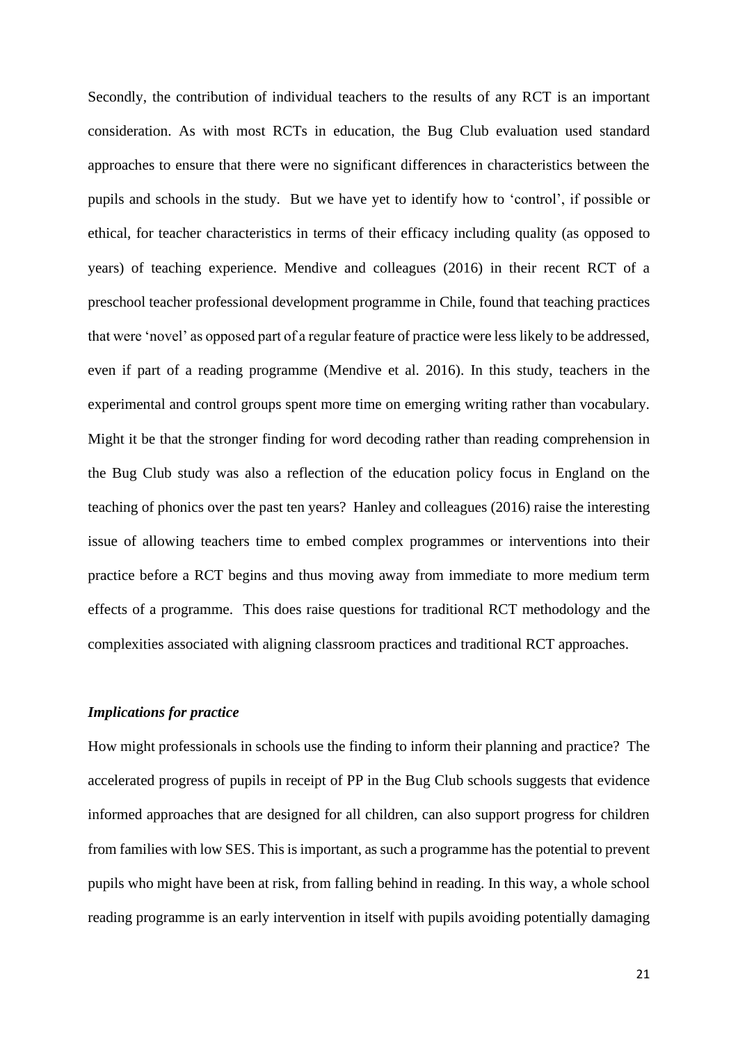Secondly, the contribution of individual teachers to the results of any RCT is an important consideration. As with most RCTs in education, the Bug Club evaluation used standard approaches to ensure that there were no significant differences in characteristics between the pupils and schools in the study. But we have yet to identify how to 'control', if possible or ethical, for teacher characteristics in terms of their efficacy including quality (as opposed to years) of teaching experience. Mendive and colleagues (2016) in their recent RCT of a preschool teacher professional development programme in Chile, found that teaching practices that were 'novel' as opposed part of a regular feature of practice were less likely to be addressed, even if part of a reading programme (Mendive et al. 2016). In this study, teachers in the experimental and control groups spent more time on emerging writing rather than vocabulary. Might it be that the stronger finding for word decoding rather than reading comprehension in the Bug Club study was also a reflection of the education policy focus in England on the teaching of phonics over the past ten years? Hanley and colleagues (2016) raise the interesting issue of allowing teachers time to embed complex programmes or interventions into their practice before a RCT begins and thus moving away from immediate to more medium term effects of a programme. This does raise questions for traditional RCT methodology and the complexities associated with aligning classroom practices and traditional RCT approaches.

***Implications for practice***

How might professionals in schools use the finding to inform their planning and practice? The accelerated progress of pupils in receipt of PP in the Bug Club schools suggests that evidence informed approaches that are designed for all children, can also support progress for children from families with low SES. This is important, as such a programme has the potential to prevent pupils who might have been at risk, from falling behind in reading. In this way, a whole school reading programme is an early intervention in itself with pupils avoiding potentially damaging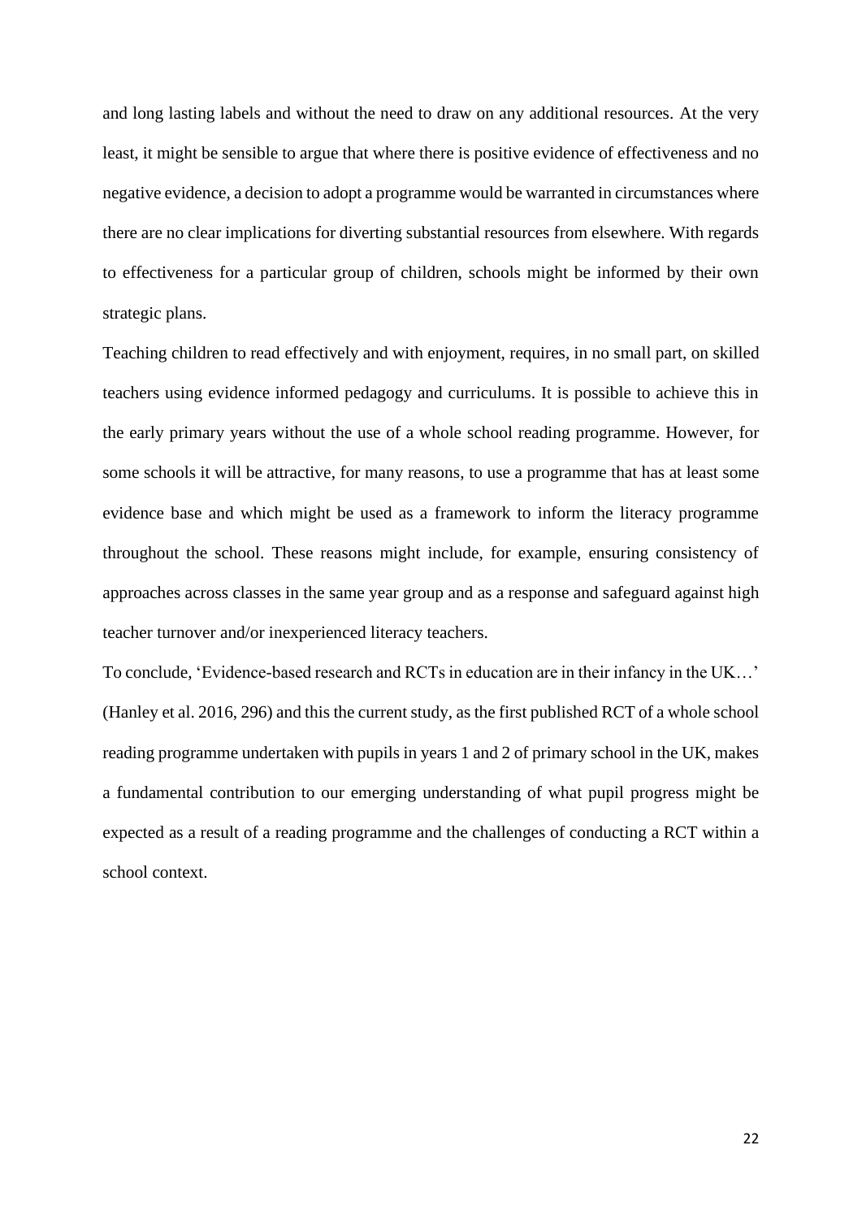and long lasting labels and without the need to draw on any additional resources. At the very least, it might be sensible to argue that where there is positive evidence of effectiveness and no negative evidence, a decision to adopt a programme would be warranted in circumstances where there are no clear implications for diverting substantial resources from elsewhere. With regards to effectiveness for a particular group of children, schools might be informed by their own strategic plans.

Teaching children to read effectively and with enjoyment, requires, in no small part, on skilled teachers using evidence informed pedagogy and curriculums. It is possible to achieve this in the early primary years without the use of a whole school reading programme. However, for some schools it will be attractive, for many reasons, to use a programme that has at least some evidence base and which might be used as a framework to inform the literacy programme throughout the school. These reasons might include, for example, ensuring consistency of approaches across classes in the same year group and as a response and safeguard against high teacher turnover and/or inexperienced literacy teachers.

To conclude, 'Evidence-based research and RCTs in education are in their infancy in the UK…' (Hanley et al. 2016, 296) and this the current study, as the first published RCT of a whole school reading programme undertaken with pupils in years 1 and 2 of primary school in the UK, makes a fundamental contribution to our emerging understanding of what pupil progress might be expected as a result of a reading programme and the challenges of conducting a RCT within a school context.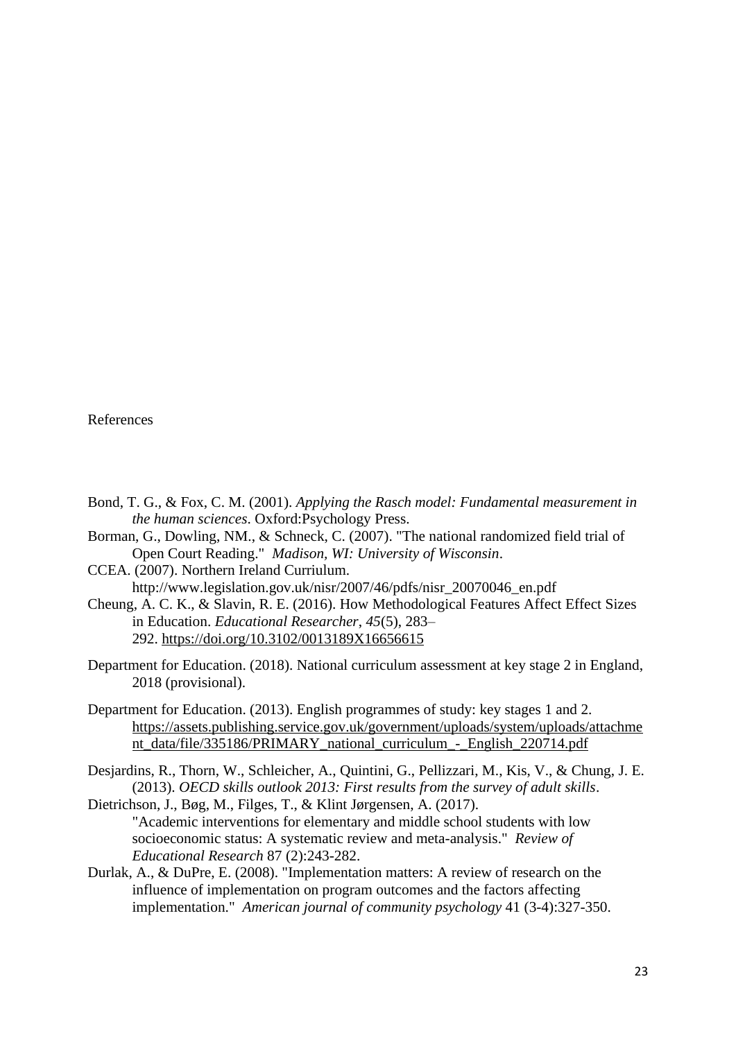# References

Bond, T. G., & Fox, C. M. (2001). *Applying the Rasch model: Fundamental measurement in the human sciences*. Oxford:Psychology Press.

Borman, G., Dowling, NM., & Schneck, C. (2007). "The national randomized field trial of Open Court Reading." *Madison, WI: University of Wisconsin*.

CCEA. (2007). Northern Ireland Curriulum. http://www.legislation.gov.uk/nisr/2007/46/pdfs/nisr_20070046_en.pdf

Cheung, A. C. K., & Slavin, R. E. (2016). How Methodological Features Affect Effect Sizes in Education. *Educational Researcher*, *45*(5), 283–292. https://doi.org/10.3102/0013189X16656615

Department for Education. (2018). National curriculum assessment at key stage 2 in England, 2018 (provisional).

Department for Education. (2013). English programmes of study: key stages 1 and 2. https://assets.publishing.service.gov.uk/government/uploads/system/uploads/attachment_data/file/335186/PRIMARY_national_curriculum_-_English_220714.pdf

Desjardins, R., Thorn, W., Schleicher, A., Quintini, G., Pellizzari, M., Kis, V., & Chung, J. E. (2013). *OECD skills outlook 2013: First results from the survey of adult skills*.

Dietrichson, J., Bøg, M., Filges, T., & Klint Jørgensen, A. (2017). "Academic interventions for elementary and middle school students with low socioeconomic status: A systematic review and meta-analysis." *Review of Educational Research* 87 (2):243-282.

Durlak, A., & DuPre, E. (2008). "Implementation matters: A review of research on the influence of implementation on program outcomes and the factors affecting implementation." *American journal of community psychology* 41 (3-4):327-350.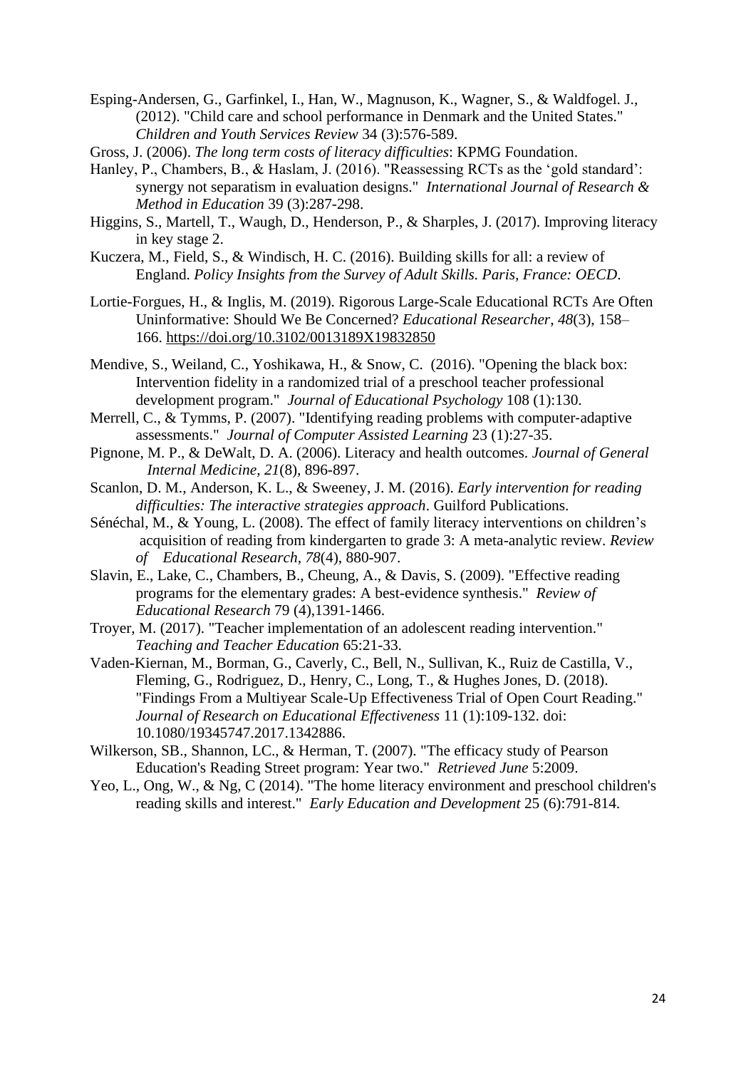Esping-Andersen, G., Garfinkel, I., Han, W., Magnuson, K., Wagner, S., & Waldfogel. J., (2012). "Child care and school performance in Denmark and the United States." *Children and Youth Services Review* 34 (3):576-589.

Gross, J. (2006). *The long term costs of literacy difficulties*: KPMG Foundation.

Hanley, P., Chambers, B., & Haslam, J. (2016). "Reassessing RCTs as the 'gold standard': synergy not separatism in evaluation designs." *International Journal of Research & Method in Education* 39 (3):287-298.

Higgins, S., Martell, T., Waugh, D., Henderson, P., & Sharples, J. (2017). Improving literacy in key stage 2.

Kuczera, M., Field, S., & Windisch, H. C. (2016). Building skills for all: a review of England. *Policy Insights from the Survey of Adult Skills. Paris, France: OECD*.

Lortie-Forgues, H., & Inglis, M. (2019). Rigorous Large-Scale Educational RCTs Are Often Uninformative: Should We Be Concerned? *Educational Researcher*, *48*(3), 158–166. https://doi.org/10.3102/0013189X19832850

Mendive, S., Weiland, C., Yoshikawa, H., & Snow, C. (2016). "Opening the black box: Intervention fidelity in a randomized trial of a preschool teacher professional development program." *Journal of Educational Psychology* 108 (1):130.

Merrell, C., & Tymms, P. (2007). "Identifying reading problems with computer-adaptive assessments." *Journal of Computer Assisted Learning* 23 (1):27-35.

Pignone, M. P., & DeWalt, D. A. (2006). Literacy and health outcomes. *Journal of General Internal Medicine*, *21*(8), 896-897.

Scanlon, D. M., Anderson, K. L., & Sweeney, J. M. (2016). *Early intervention for reading difficulties: The interactive strategies approach*. Guilford Publications.

Sénéchal, M., & Young, L. (2008). The effect of family literacy interventions on children's acquisition of reading from kindergarten to grade 3: A meta-analytic review. *Review of Educational Research*, *78*(4), 880-907.

Slavin, E., Lake, C., Chambers, B., Cheung, A., & Davis, S. (2009). "Effective reading programs for the elementary grades: A best-evidence synthesis." *Review of Educational Research* 79 (4),1391-1466.

Troyer, M. (2017). "Teacher implementation of an adolescent reading intervention." *Teaching and Teacher Education* 65:21-33.

Vaden-Kiernan, M., Borman, G., Caverly, C., Bell, N., Sullivan, K., Ruiz de Castilla, V., Fleming, G., Rodriguez, D., Henry, C., Long, T., & Hughes Jones, D. (2018). "Findings From a Multiyear Scale-Up Effectiveness Trial of Open Court Reading." *Journal of Research on Educational Effectiveness* 11 (1):109-132. doi: 10.1080/19345747.2017.1342886.

Wilkerson, SB., Shannon, LC., & Herman, T. (2007). "The efficacy study of Pearson Education's Reading Street program: Year two." *Retrieved June* 5:2009.

Yeo, L., Ong, W., & Ng, C (2014). "The home literacy environment and preschool children's reading skills and interest." *Early Education and Development* 25 (6):791-814.